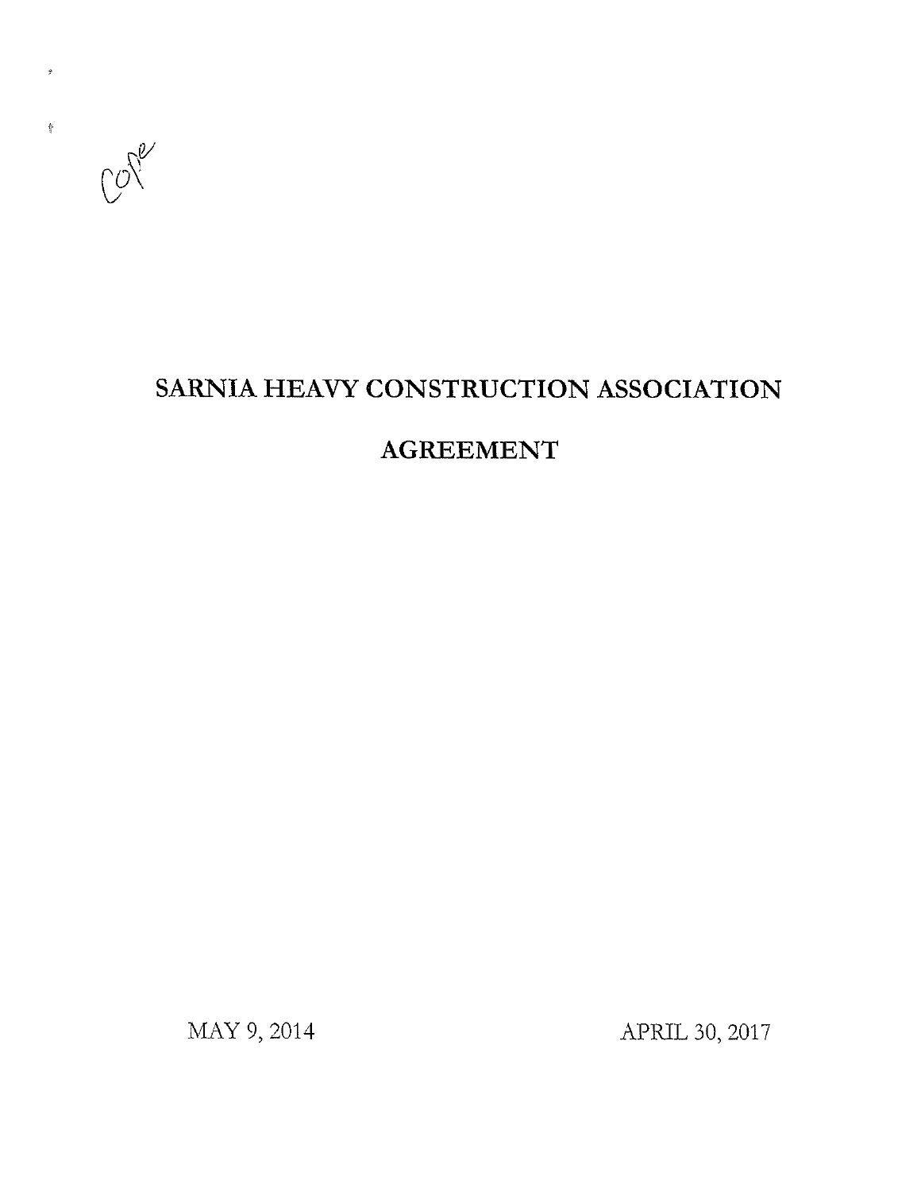Cope

# SARNIA HEAVY CONSTRUCTION ASSOCIATION

# AGREEMENT

MAY 9, 2014 APRIL 30, 2017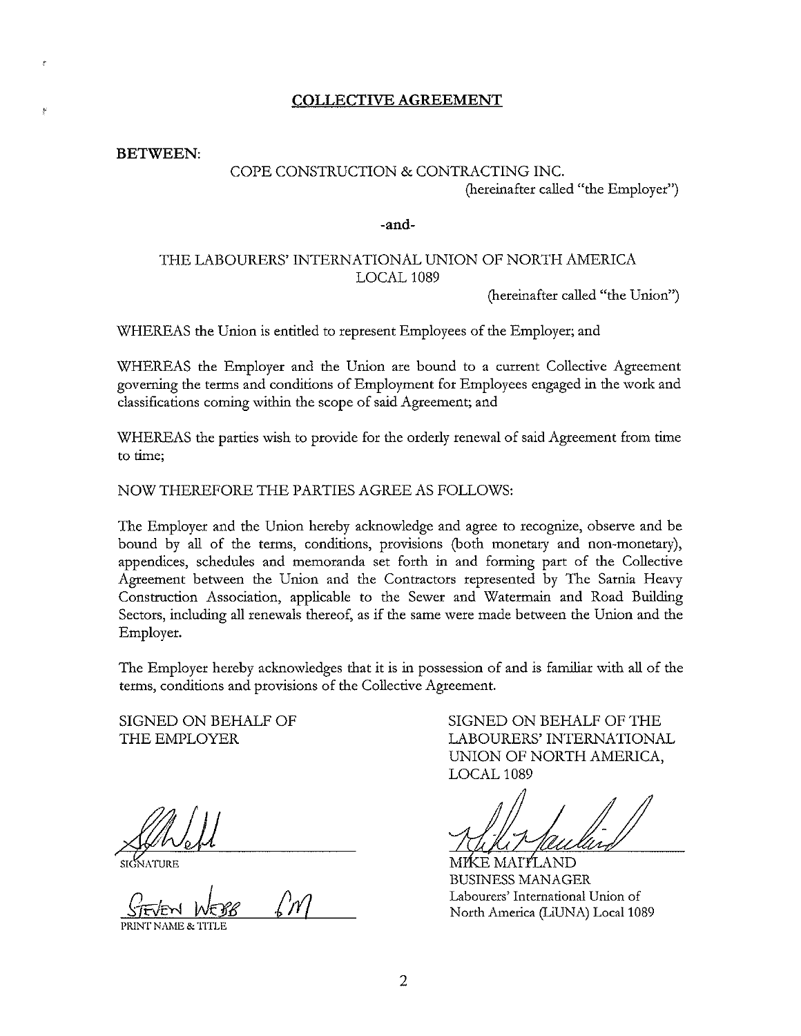# COLLECTIVE AGREEMENT

**BETWEEN:**

COPE CONSTRUCTION & CONTRACTING INC.
(hereinafter called "the Employer")

**-and-**

THE LABOURERS' INTERNATIONAL UNION OF NORTH AMERICA
LOCAL 1089
(hereinafter called "the Union")

WHEREAS the Union is entitled to represent Employees of the Employer; and

WHEREAS the Employer and the Union are bound to a current Collective Agreement governing the terms and conditions of Employment for Employees engaged in the work and classifications coming within the scope of said Agreement; and

WHEREAS the parties wish to provide for the orderly renewal of said Agreement from time to time;

NOW THEREFORE THE PARTIES AGREE AS FOLLOWS:

The Employer and the Union hereby acknowledge and agree to recognize, observe and be bound by all of the terms, conditions, provisions (both monetary and non-monetary), appendices, schedules and memoranda set forth in and forming part of the Collective Agreement between the Union and the Contractors represented by The Sarnia Heavy Construction Association, applicable to the Sewer and Watermain and Road Building Sectors, including all renewals thereof, as if the same were made between the Union and the Employer.

The Employer hereby acknowledges that it is in possession of and is familiar with all of the terms, conditions and provisions of the Collective Agreement.

SIGNED ON BEHALF OF THE EMPLOYER

SIGNATURE

STEVEN WEBB GM
PRINT NAME & TITLE

SIGNED ON BEHALF OF THE LABOURERS' INTERNATIONAL UNION OF NORTH AMERICA, LOCAL 1089

MIKE MAITLAND
BUSINESS MANAGER
Labourers' International Union of North America (LiUNA) Local 1089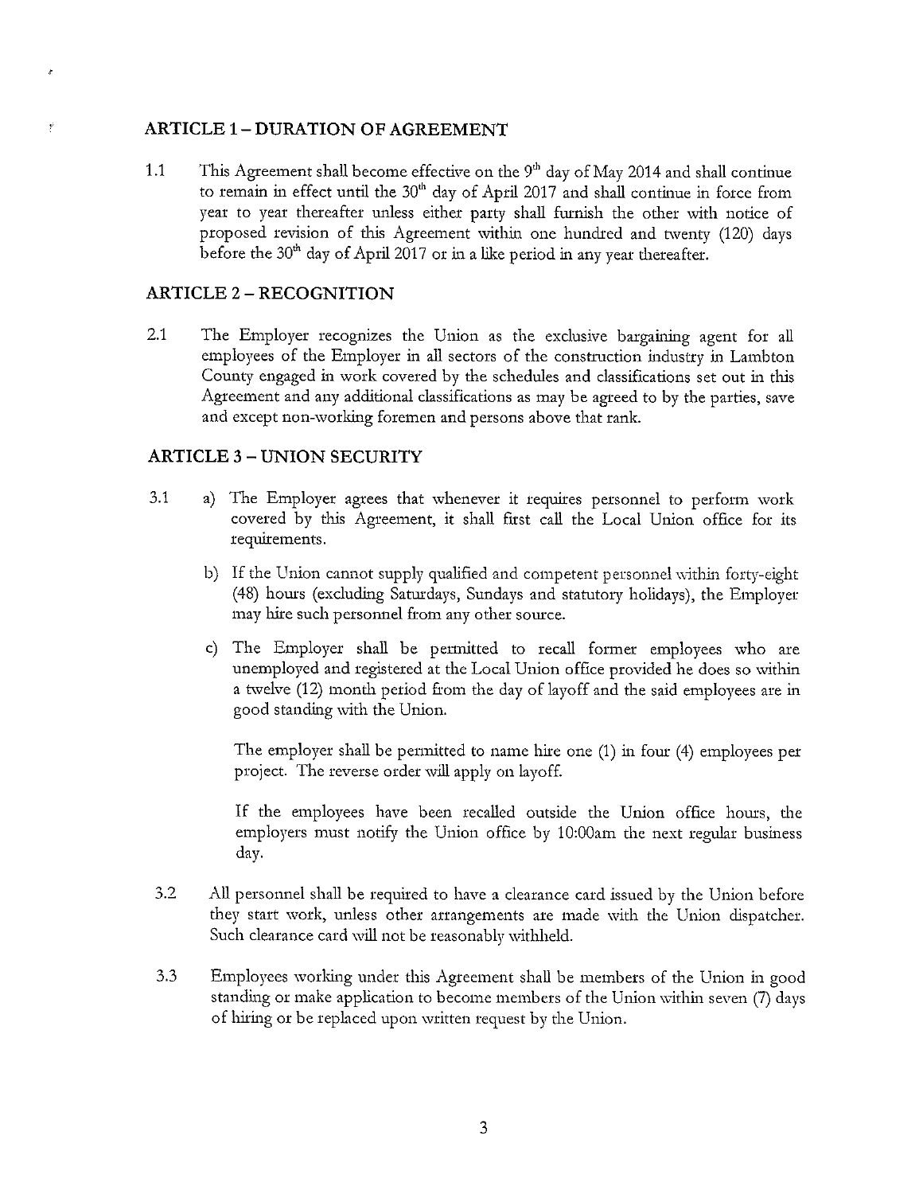## ARTICLE 1 – DURATION OF AGREEMENT

1.1 This Agreement shall become effective on the 9th day of May 2014 and shall continue to remain in effect until the 30th day of April 2017 and shall continue in force from year to year thereafter unless either party shall furnish the other with notice of proposed revision of this Agreement within one hundred and twenty (120) days before the 30th day of April 2017 or in a like period in any year thereafter.

## ARTICLE 2 – RECOGNITION

2.1 The Employer recognizes the Union as the exclusive bargaining agent for all employees of the Employer in all sectors of the construction industry in Lambton County engaged in work covered by the schedules and classifications set out in this Agreement and any additional classifications as may be agreed to by the parties, save and except non-working foremen and persons above that rank.

## ARTICLE 3 – UNION SECURITY

3.1 a) The Employer agrees that whenever it requires personnel to perform work covered by this Agreement, it shall first call the Local Union office for its requirements.

b) If the Union cannot supply qualified and competent personnel within forty-eight (48) hours (excluding Saturdays, Sundays and statutory holidays), the Employer may hire such personnel from any other source.

c) The Employer shall be permitted to recall former employees who are unemployed and registered at the Local Union office provided he does so within a twelve (12) month period from the day of layoff and the said employees are in good standing with the Union.

The employer shall be permitted to name hire one (1) in four (4) employees per project. The reverse order will apply on layoff.

If the employees have been recalled outside the Union office hours, the employers must notify the Union office by 10:00am the next regular business day.

3.2 All personnel shall be required to have a clearance card issued by the Union before they start work, unless other arrangements are made with the Union dispatcher. Such clearance card will not be reasonably withheld.

3.3 Employees working under this Agreement shall be members of the Union in good standing or make application to become members of the Union within seven (7) days of hiring or be replaced upon written request by the Union.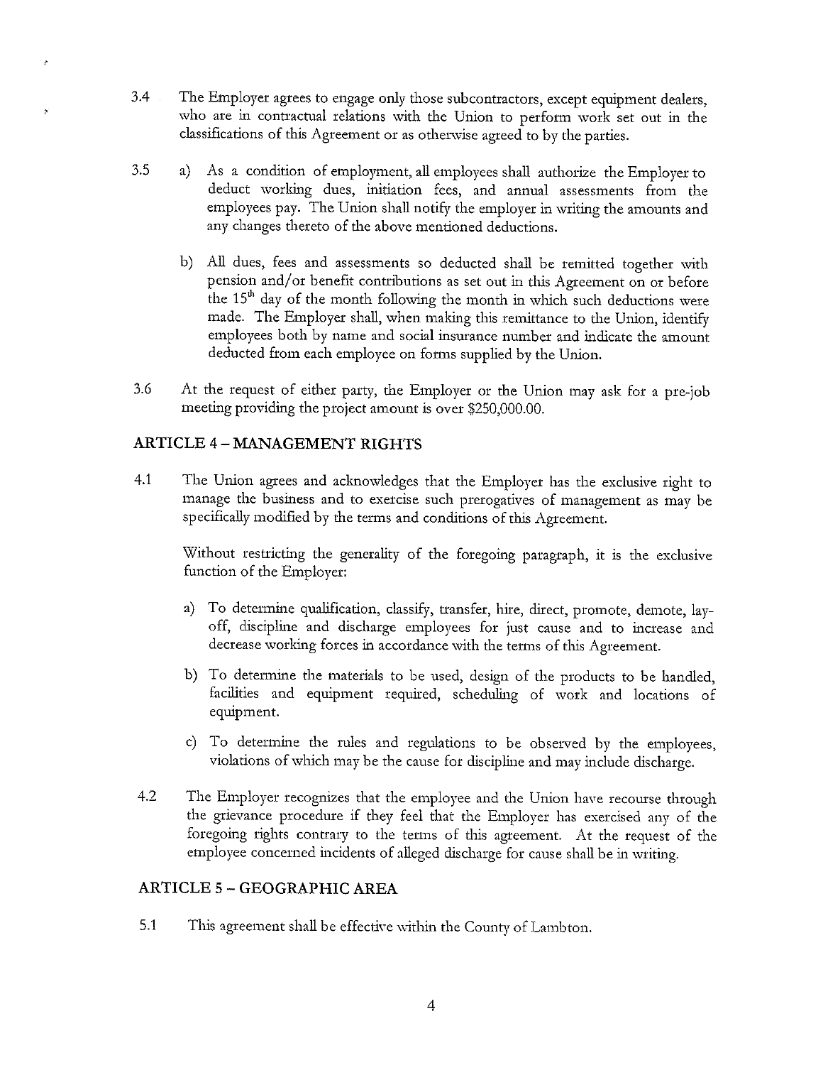3.4 The Employer agrees to engage only those subcontractors, except equipment dealers, who are in contractual relations with the Union to perform work set out in the classifications of this Agreement or as otherwise agreed to by the parties.

3.5 a) As a condition of employment, all employees shall authorize the Employer to deduct working dues, initiation fees, and annual assessments from the employees pay. The Union shall notify the employer in writing the amounts and any changes thereto of the above mentioned deductions.

b) All dues, fees and assessments so deducted shall be remitted together with pension and/or benefit contributions as set out in this Agreement on or before the 15th day of the month following the month in which such deductions were made. The Employer shall, when making this remittance to the Union, identify employees both by name and social insurance number and indicate the amount deducted from each employee on forms supplied by the Union.

3.6 At the request of either party, the Employer or the Union may ask for a pre-job meeting providing the project amount is over $250,000.00.

## ARTICLE 4 – MANAGEMENT RIGHTS

4.1 The Union agrees and acknowledges that the Employer has the exclusive right to manage the business and to exercise such prerogatives of management as may be specifically modified by the terms and conditions of this Agreement.

Without restricting the generality of the foregoing paragraph, it is the exclusive function of the Employer:

a) To determine qualification, classify, transfer, hire, direct, promote, demote, lay-off, discipline and discharge employees for just cause and to increase and decrease working forces in accordance with the terms of this Agreement.

b) To determine the materials to be used, design of the products to be handled, facilities and equipment required, scheduling of work and locations of equipment.

c) To determine the rules and regulations to be observed by the employees, violations of which may be the cause for discipline and may include discharge.

4.2 The Employer recognizes that the employee and the Union have recourse through the grievance procedure if they feel that the Employer has exercised any of the foregoing rights contrary to the terms of this agreement. At the request of the employee concerned incidents of alleged discharge for cause shall be in writing.

## ARTICLE 5 – GEOGRAPHIC AREA

5.1 This agreement shall be effective within the County of Lambton.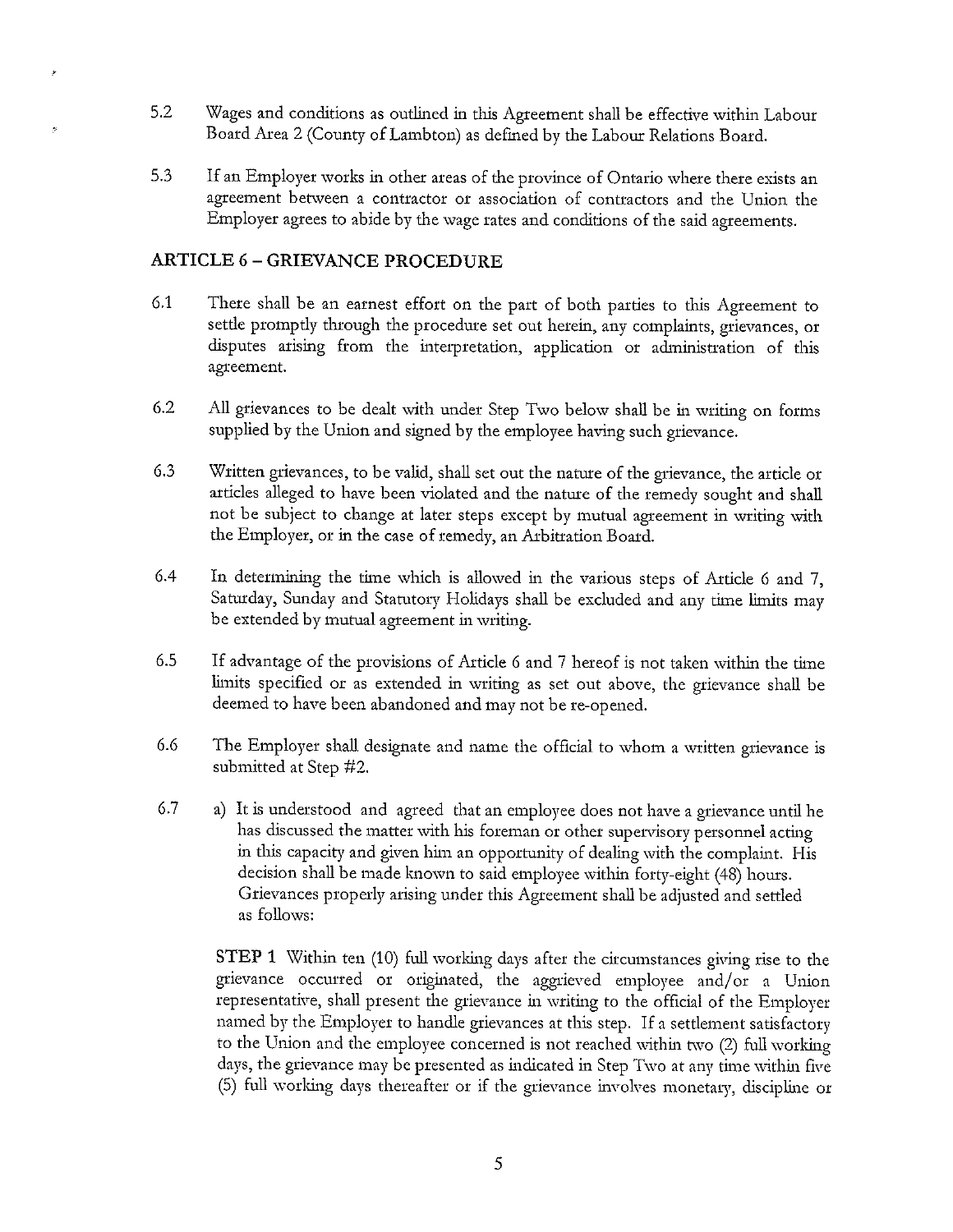5.2 Wages and conditions as outlined in this Agreement shall be effective within Labour Board Area 2 (County of Lambton) as defined by the Labour Relations Board.

5.3 If an Employer works in other areas of the province of Ontario where there exists an agreement between a contractor or association of contractors and the Union the Employer agrees to abide by the wage rates and conditions of the said agreements.

## ARTICLE 6 – GRIEVANCE PROCEDURE

6.1 There shall be an earnest effort on the part of both parties to this Agreement to settle promptly through the procedure set out herein, any complaints, grievances, or disputes arising from the interpretation, application or administration of this agreement.

6.2 All grievances to be dealt with under Step Two below shall be in writing on forms supplied by the Union and signed by the employee having such grievance.

6.3 Written grievances, to be valid, shall set out the nature of the grievance, the article or articles alleged to have been violated and the nature of the remedy sought and shall not be subject to change at later steps except by mutual agreement in writing with the Employer, or in the case of remedy, an Arbitration Board.

6.4 In determining the time which is allowed in the various steps of Article 6 and 7, Saturday, Sunday and Statutory Holidays shall be excluded and any time limits may be extended by mutual agreement in writing.

6.5 If advantage of the provisions of Article 6 and 7 hereof is not taken within the time limits specified or as extended in writing as set out above, the grievance shall be deemed to have been abandoned and may not be re-opened.

6.6 The Employer shall designate and name the official to whom a written grievance is submitted at Step #2.

6.7 a) It is understood and agreed that an employee does not have a grievance until he has discussed the matter with his foreman or other supervisory personnel acting in this capacity and given him an opportunity of dealing with the complaint. His decision shall be made known to said employee within forty-eight (48) hours. Grievances properly arising under this Agreement shall be adjusted and settled as follows:

**STEP 1** Within ten (10) full working days after the circumstances giving rise to the grievance occurred or originated, the aggrieved employee and/or a Union representative, shall present the grievance in writing to the official of the Employer named by the Employer to handle grievances at this step. If a settlement satisfactory to the Union and the employee concerned is not reached within two (2) full working days, the grievance may be presented as indicated in Step Two at any time within five (5) full working days thereafter or if the grievance involves monetary, discipline or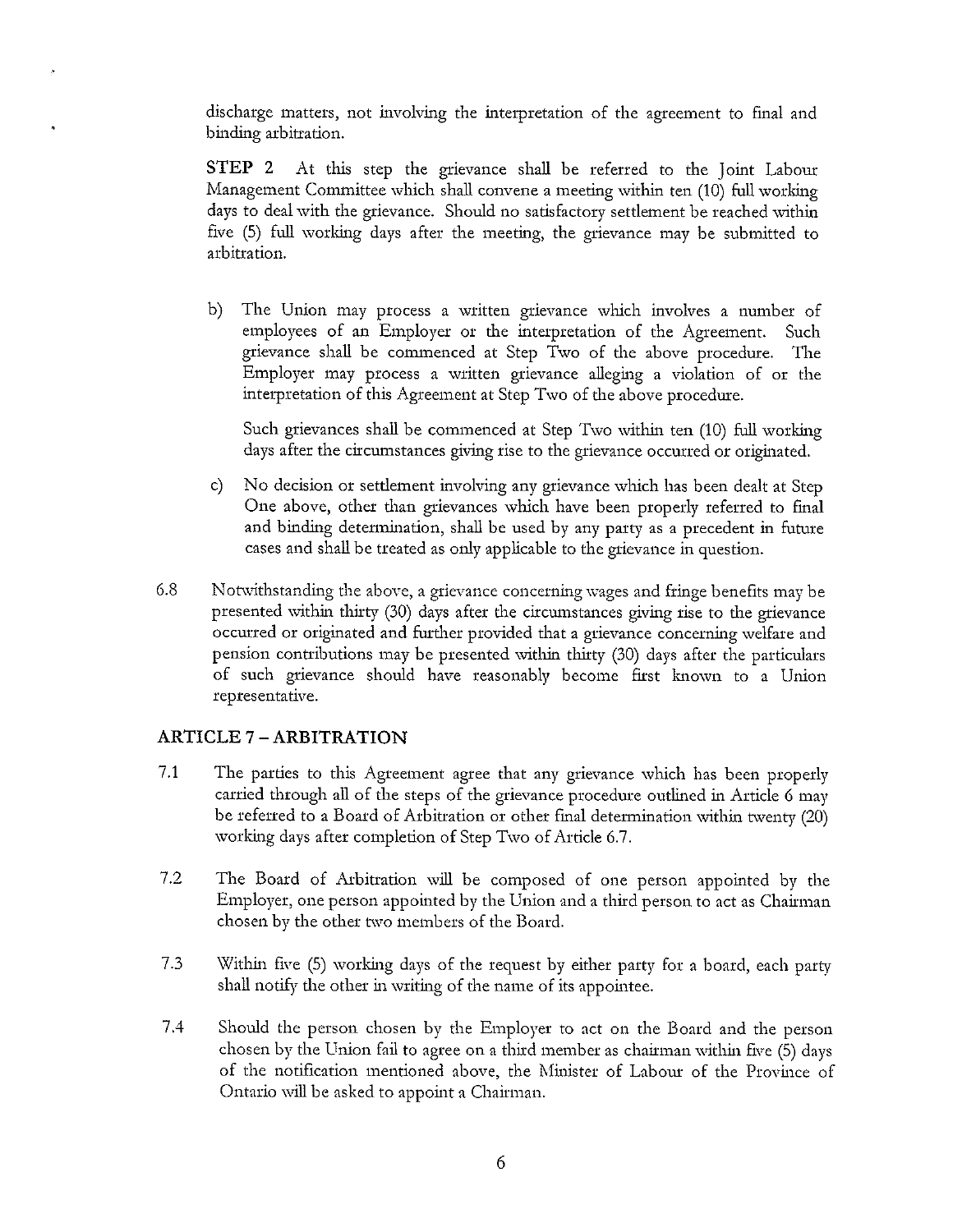discharge matters, not involving the interpretation of the agreement to final and binding arbitration.

**STEP 2** At this step the grievance shall be referred to the Joint Labour Management Committee which shall convene a meeting within ten (10) full working days to deal with the grievance. Should no satisfactory settlement be reached within five (5) full working days after the meeting, the grievance may be submitted to arbitration.

b) The Union may process a written grievance which involves a number of employees of an Employer or the interpretation of the Agreement. Such grievance shall be commenced at Step Two of the above procedure. The Employer may process a written grievance alleging a violation of or the interpretation of this Agreement at Step Two of the above procedure.

   Such grievances shall be commenced at Step Two within ten (10) full working days after the circumstances giving rise to the grievance occurred or originated.

c) No decision or settlement involving any grievance which has been dealt at Step One above, other than grievances which have been properly referred to final and binding determination, shall be used by any party as a precedent in future cases and shall be treated as only applicable to the grievance in question.

6.8 Notwithstanding the above, a grievance concerning wages and fringe benefits may be presented within thirty (30) days after the circumstances giving rise to the grievance occurred or originated and further provided that a grievance concerning welfare and pension contributions may be presented within thirty (30) days after the particulars of such grievance should have reasonably become first known to a Union representative.

## ARTICLE 7 – ARBITRATION

7.1 The parties to this Agreement agree that any grievance which has been properly carried through all of the steps of the grievance procedure outlined in Article 6 may be referred to a Board of Arbitration or other final determination within twenty (20) working days after completion of Step Two of Article 6.7.

7.2 The Board of Arbitration will be composed of one person appointed by the Employer, one person appointed by the Union and a third person to act as Chairman chosen by the other two members of the Board.

7.3 Within five (5) working days of the request by either party for a board, each party shall notify the other in writing of the name of its appointee.

7.4 Should the person chosen by the Employer to act on the Board and the person chosen by the Union fail to agree on a third member as chairman within five (5) days of the notification mentioned above, the Minister of Labour of the Province of Ontario will be asked to appoint a Chairman.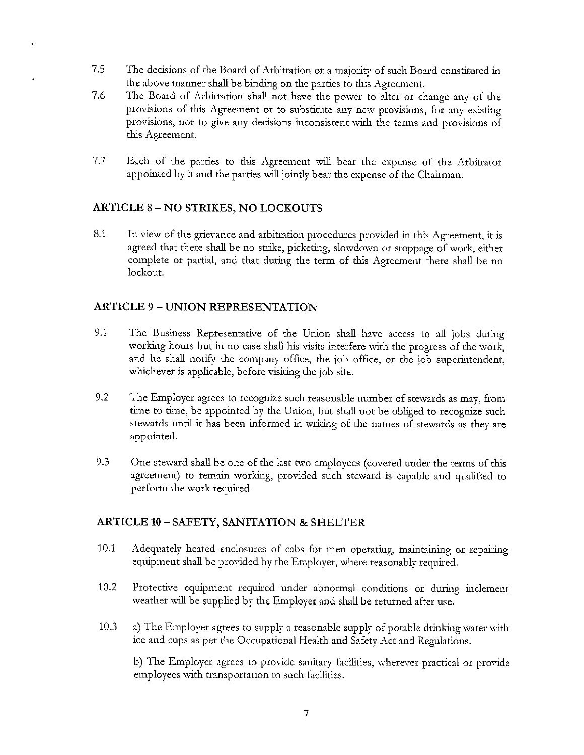7.5 The decisions of the Board of Arbitration or a majority of such Board constituted in the above manner shall be binding on the parties to this Agreement.

7.6 The Board of Arbitration shall not have the power to alter or change any of the provisions of this Agreement or to substitute any new provisions, for any existing provisions, nor to give any decisions inconsistent with the terms and provisions of this Agreement.

7.7 Each of the parties to this Agreement will bear the expense of the Arbitrator appointed by it and the parties will jointly bear the expense of the Chairman.

## ARTICLE 8 – NO STRIKES, NO LOCKOUTS

8.1 In view of the grievance and arbitration procedures provided in this Agreement, it is agreed that there shall be no strike, picketing, slowdown or stoppage of work, either complete or partial, and that during the term of this Agreement there shall be no lockout.

## ARTICLE 9 – UNION REPRESENTATION

9.1 The Business Representative of the Union shall have access to all jobs during working hours but in no case shall his visits interfere with the progress of the work, and he shall notify the company office, the job office, or the job superintendent, whichever is applicable, before visiting the job site.

9.2 The Employer agrees to recognize such reasonable number of stewards as may, from time to time, be appointed by the Union, but shall not be obliged to recognize such stewards until it has been informed in writing of the names of stewards as they are appointed.

9.3 One steward shall be one of the last two employees (covered under the terms of this agreement) to remain working, provided such steward is capable and qualified to perform the work required.

## ARTICLE 10 – SAFETY, SANITATION & SHELTER

10.1 Adequately heated enclosures of cabs for men operating, maintaining or repairing equipment shall be provided by the Employer, where reasonably required.

10.2 Protective equipment required under abnormal conditions or during inclement weather will be supplied by the Employer and shall be returned after use.

10.3 a) The Employer agrees to supply a reasonable supply of potable drinking water with ice and cups as per the Occupational Health and Safety Act and Regulations.

b) The Employer agrees to provide sanitary facilities, wherever practical or provide employees with transportation to such facilities.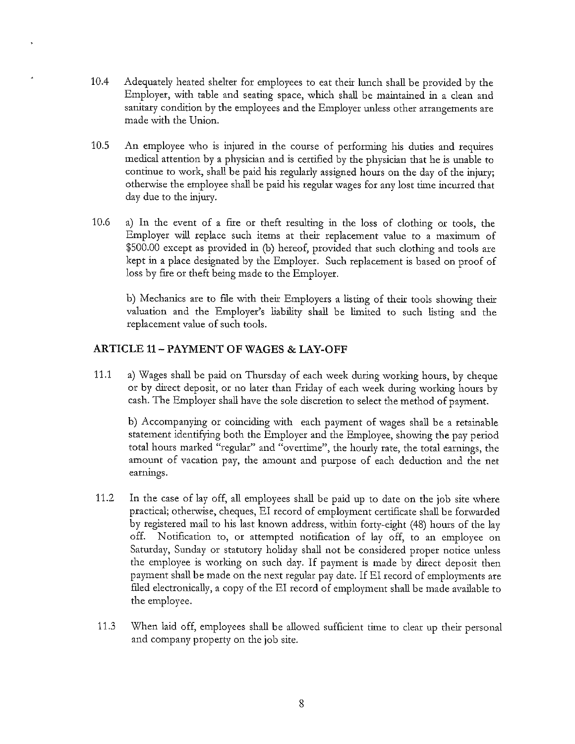10.4 Adequately heated shelter for employees to eat their lunch shall be provided by the Employer, with table and seating space, which shall be maintained in a clean and sanitary condition by the employees and the Employer unless other arrangements are made with the Union.

10.5 An employee who is injured in the course of performing his duties and requires medical attention by a physician and is certified by the physician that he is unable to continue to work, shall be paid his regularly assigned hours on the day of the injury; otherwise the employee shall be paid his regular wages for any lost time incurred that day due to the injury.

10.6 a) In the event of a fire or theft resulting in the loss of clothing or tools, the Employer will replace such items at their replacement value to a maximum of $500.00 except as provided in (b) hereof, provided that such clothing and tools are kept in a place designated by the Employer. Such replacement is based on proof of loss by fire or theft being made to the Employer.

b) Mechanics are to file with their Employers a listing of their tools showing their valuation and the Employer's liability shall be limited to such listing and the replacement value of such tools.

## ARTICLE 11 – PAYMENT OF WAGES & LAY-OFF

11.1 a) Wages shall be paid on Thursday of each week during working hours, by cheque or by direct deposit, or no later than Friday of each week during working hours by cash. The Employer shall have the sole discretion to select the method of payment.

b) Accompanying or coinciding with each payment of wages shall be a retainable statement identifying both the Employer and the Employee, showing the pay period total hours marked "regular" and "overtime", the hourly rate, the total earnings, the amount of vacation pay, the amount and purpose of each deduction and the net earnings.

11.2 In the case of lay off, all employees shall be paid up to date on the job site where practical; otherwise, cheques, EI record of employment certificate shall be forwarded by registered mail to his last known address, within forty-eight (48) hours of the lay off. Notification to, or attempted notification of lay off, to an employee on Saturday, Sunday or statutory holiday shall not be considered proper notice unless the employee is working on such day. If payment is made by direct deposit then payment shall be made on the next regular pay date. If EI record of employments are filed electronically, a copy of the EI record of employment shall be made available to the employee.

11.3 When laid off, employees shall be allowed sufficient time to clear up their personal and company property on the job site.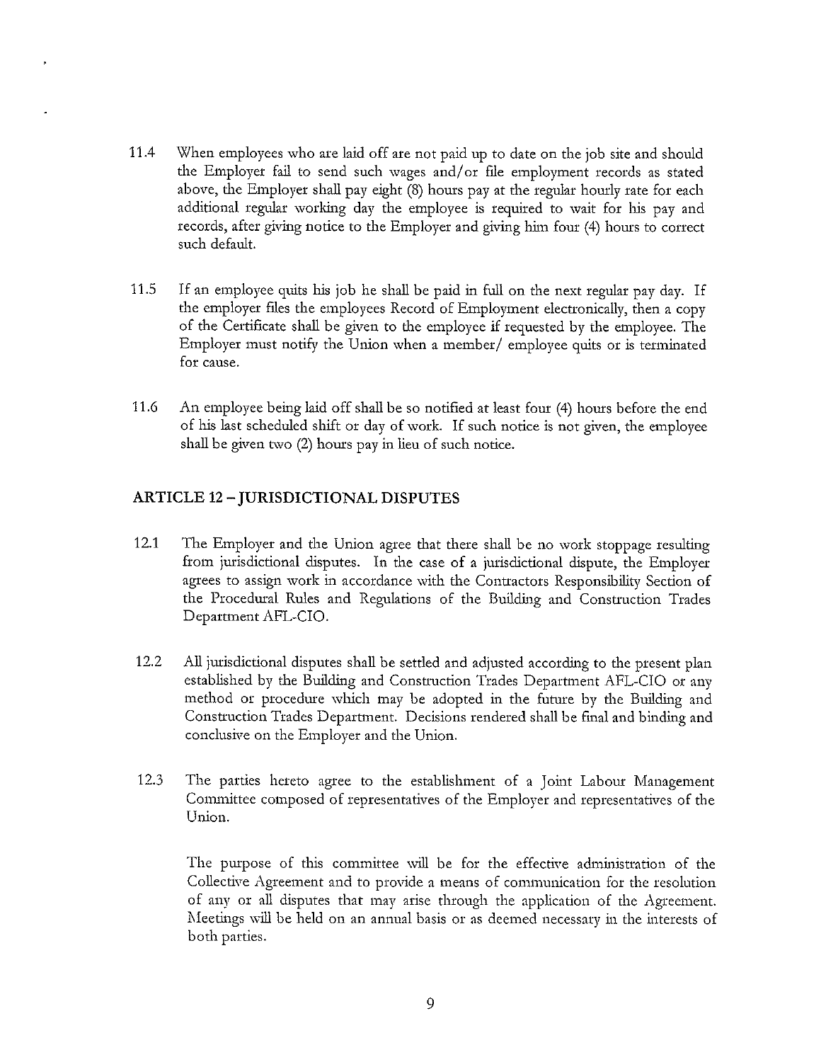11.4 When employees who are laid off are not paid up to date on the job site and should the Employer fail to send such wages and/or file employment records as stated above, the Employer shall pay eight (8) hours pay at the regular hourly rate for each additional regular working day the employee is required to wait for his pay and records, after giving notice to the Employer and giving him four (4) hours to correct such default.

11.5 If an employee quits his job he shall be paid in full on the next regular pay day. If the employer files the employees Record of Employment electronically, then a copy of the Certificate shall be given to the employee if requested by the employee. The Employer must notify the Union when a member/ employee quits or is terminated for cause.

11.6 An employee being laid off shall be so notified at least four (4) hours before the end of his last scheduled shift or day of work. If such notice is not given, the employee shall be given two (2) hours pay in lieu of such notice.

## ARTICLE 12 – JURISDICTIONAL DISPUTES

12.1 The Employer and the Union agree that there shall be no work stoppage resulting from jurisdictional disputes. In the case of a jurisdictional dispute, the Employer agrees to assign work in accordance with the Contractors Responsibility Section of the Procedural Rules and Regulations of the Building and Construction Trades Department AFL-CIO.

12.2 All jurisdictional disputes shall be settled and adjusted according to the present plan established by the Building and Construction Trades Department AFL-CIO or any method or procedure which may be adopted in the future by the Building and Construction Trades Department. Decisions rendered shall be final and binding and conclusive on the Employer and the Union.

12.3 The parties hereto agree to the establishment of a Joint Labour Management Committee composed of representatives of the Employer and representatives of the Union.

The purpose of this committee will be for the effective administration of the Collective Agreement and to provide a means of communication for the resolution of any or all disputes that may arise through the application of the Agreement. Meetings will be held on an annual basis or as deemed necessary in the interests of both parties.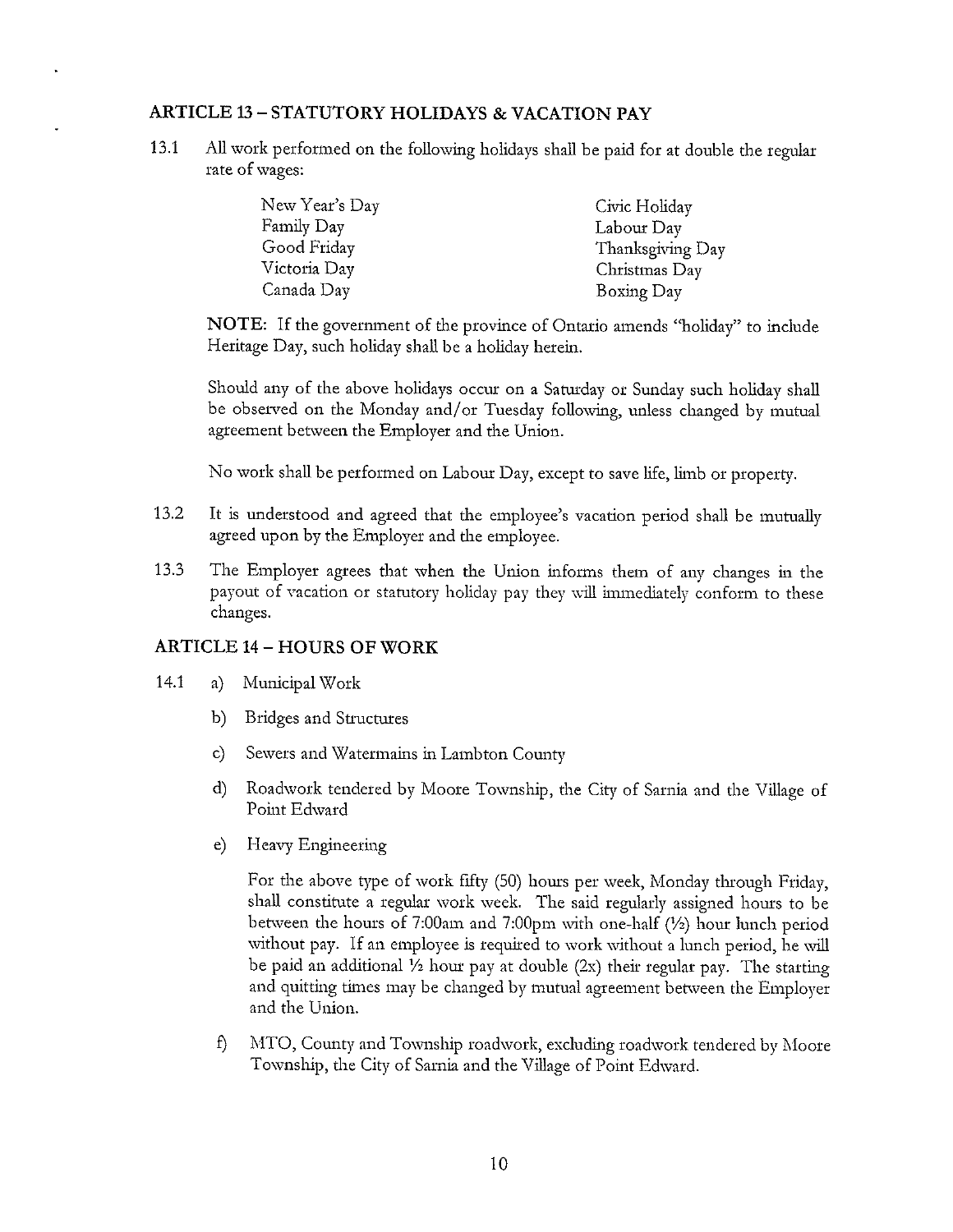## ARTICLE 13 – STATUTORY HOLIDAYS & VACATION PAY

13.1 All work performed on the following holidays shall be paid for at double the regular rate of wages:

| | |
|---|---|
| New Year's Day | Civic Holiday |
| Family Day | Labour Day |
| Good Friday | Thanksgiving Day |
| Victoria Day | Christmas Day |
| Canada Day | Boxing Day |

**NOTE:** If the government of the province of Ontario amends "holiday" to include Heritage Day, such holiday shall be a holiday herein.

Should any of the above holidays occur on a Saturday or Sunday such holiday shall be observed on the Monday and/or Tuesday following, unless changed by mutual agreement between the Employer and the Union.

No work shall be performed on Labour Day, except to save life, limb or property.

13.2 It is understood and agreed that the employee's vacation period shall be mutually agreed upon by the Employer and the employee.

13.3 The Employer agrees that when the Union informs them of any changes in the payout of vacation or statutory holiday pay they will immediately conform to these changes.

## ARTICLE 14 – HOURS OF WORK

14.1 a) Municipal Work

b) Bridges and Structures

c) Sewers and Watermains in Lambton County

d) Roadwork tendered by Moore Township, the City of Sarnia and the Village of Point Edward

e) Heavy Engineering

For the above type of work fifty (50) hours per week, Monday through Friday, shall constitute a regular work week. The said regularly assigned hours to be between the hours of 7:00am and 7:00pm with one-half (½) hour lunch period without pay. If an employee is required to work without a lunch period, he will be paid an additional ½ hour pay at double (2x) their regular pay. The starting and quitting times may be changed by mutual agreement between the Employer and the Union.

f) MTO, County and Township roadwork, excluding roadwork tendered by Moore Township, the City of Sarnia and the Village of Point Edward.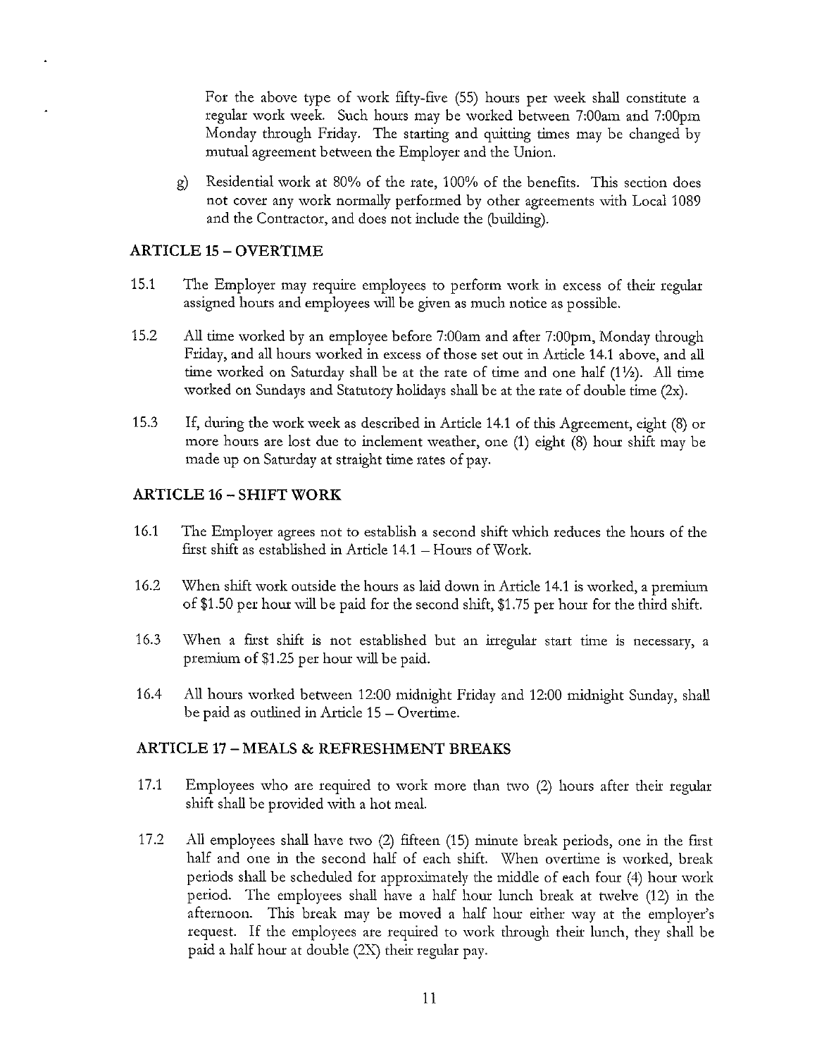For the above type of work fifty-five (55) hours per week shall constitute a regular work week. Such hours may be worked between 7:00am and 7:00pm Monday through Friday. The starting and quitting times may be changed by mutual agreement between the Employer and the Union.

g) Residential work at 80% of the rate, 100% of the benefits. This section does not cover any work normally performed by other agreements with Local 1089 and the Contractor, and does not include the (building).

## ARTICLE 15 – OVERTIME

15.1 The Employer may require employees to perform work in excess of their regular assigned hours and employees will be given as much notice as possible.

15.2 All time worked by an employee before 7:00am and after 7:00pm, Monday through Friday, and all hours worked in excess of those set out in Article 14.1 above, and all time worked on Saturday shall be at the rate of time and one half (1½). All time worked on Sundays and Statutory holidays shall be at the rate of double time (2x).

15.3 If, during the work week as described in Article 14.1 of this Agreement, eight (8) or more hours are lost due to inclement weather, one (1) eight (8) hour shift may be made up on Saturday at straight time rates of pay.

## ARTICLE 16 – SHIFT WORK

16.1 The Employer agrees not to establish a second shift which reduces the hours of the first shift as established in Article 14.1 – Hours of Work.

16.2 When shift work outside the hours as laid down in Article 14.1 is worked, a premium of $1.50 per hour will be paid for the second shift, $1.75 per hour for the third shift.

16.3 When a first shift is not established but an irregular start time is necessary, a premium of $1.25 per hour will be paid.

16.4 All hours worked between 12:00 midnight Friday and 12:00 midnight Sunday, shall be paid as outlined in Article 15 – Overtime.

## ARTICLE 17 – MEALS & REFRESHMENT BREAKS

17.1 Employees who are required to work more than two (2) hours after their regular shift shall be provided with a hot meal.

17.2 All employees shall have two (2) fifteen (15) minute break periods, one in the first half and one in the second half of each shift. When overtime is worked, break periods shall be scheduled for approximately the middle of each four (4) hour work period. The employees shall have a half hour lunch break at twelve (12) in the afternoon. This break may be moved a half hour either way at the employer's request. If the employees are required to work through their lunch, they shall be paid a half hour at double (2X) their regular pay.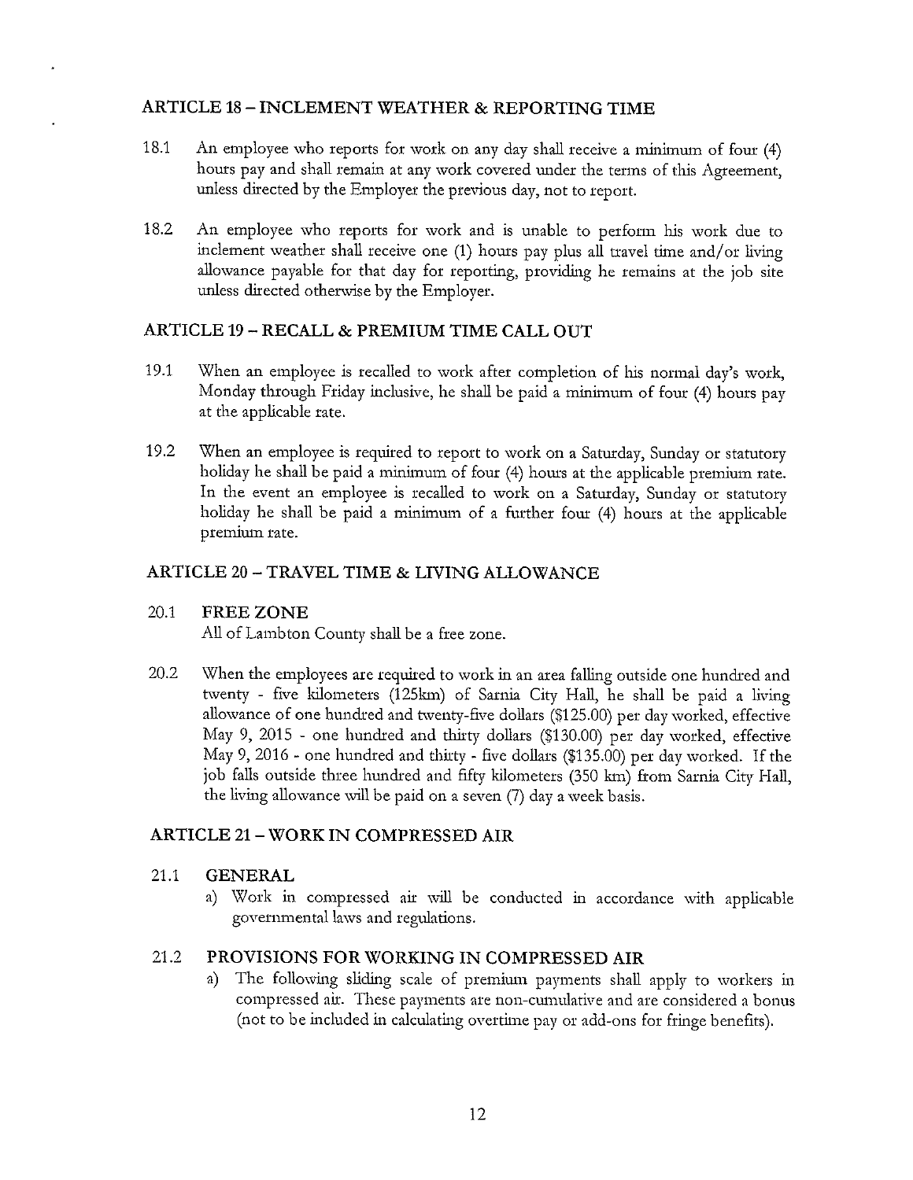## ARTICLE 18 – INCLEMENT WEATHER & REPORTING TIME

18.1 An employee who reports for work on any day shall receive a minimum of four (4) hours pay and shall remain at any work covered under the terms of this Agreement, unless directed by the Employer the previous day, not to report.

18.2 An employee who reports for work and is unable to perform his work due to inclement weather shall receive one (1) hours pay plus all travel time and/or living allowance payable for that day for reporting, providing he remains at the job site unless directed otherwise by the Employer.

## ARTICLE 19 – RECALL & PREMIUM TIME CALL OUT

19.1 When an employee is recalled to work after completion of his normal day's work, Monday through Friday inclusive, he shall be paid a minimum of four (4) hours pay at the applicable rate.

19.2 When an employee is required to report to work on a Saturday, Sunday or statutory holiday he shall be paid a minimum of four (4) hours at the applicable premium rate. In the event an employee is recalled to work on a Saturday, Sunday or statutory holiday he shall be paid a minimum of a further four (4) hours at the applicable premium rate.

## ARTICLE 20 – TRAVEL TIME & LIVING ALLOWANCE

20.1 **FREE ZONE**
All of Lambton County shall be a free zone.

20.2 When the employees are required to work in an area falling outside one hundred and twenty - five kilometers (125km) of Sarnia City Hall, he shall be paid a living allowance of one hundred and twenty-five dollars ($125.00) per day worked, effective May 9, 2015 - one hundred and thirty dollars ($130.00) per day worked, effective May 9, 2016 - one hundred and thirty - five dollars ($135.00) per day worked. If the job falls outside three hundred and fifty kilometers (350 km) from Sarnia City Hall, the living allowance will be paid on a seven (7) day a week basis.

## ARTICLE 21 – WORK IN COMPRESSED AIR

21.1 **GENERAL**

a) Work in compressed air will be conducted in accordance with applicable governmental laws and regulations.

21.2 **PROVISIONS FOR WORKING IN COMPRESSED AIR**

a) The following sliding scale of premium payments shall apply to workers in compressed air. These payments are non-cumulative and are considered a bonus (not to be included in calculating overtime pay or add-ons for fringe benefits).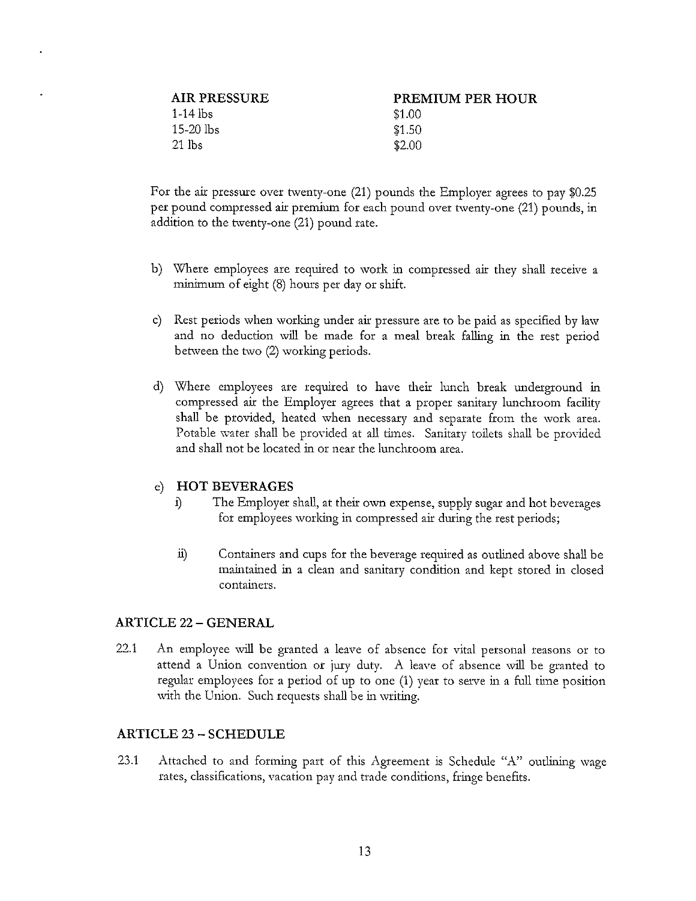| AIR PRESSURE | PREMIUM PER HOUR |
|---|---|
| 1-14 lbs | $1.00 |
| 15-20 lbs | $1.50 |
| 21 lbs | $2.00 |

For the air pressure over twenty-one (21) pounds the Employer agrees to pay $0.25 per pound compressed air premium for each pound over twenty-one (21) pounds, in addition to the twenty-one (21) pound rate.

b) Where employees are required to work in compressed air they shall receive a minimum of eight (8) hours per day or shift.

c) Rest periods when working under air pressure are to be paid as specified by law and no deduction will be made for a meal break falling in the rest period between the two (2) working periods.

d) Where employees are required to have their lunch break underground in compressed air the Employer agrees that a proper sanitary lunchroom facility shall be provided, heated when necessary and separate from the work area. Potable water shall be provided at all times. Sanitary toilets shall be provided and shall not be located in or near the lunchroom area.

e) **HOT BEVERAGES**

   i) The Employer shall, at their own expense, supply sugar and hot beverages for employees working in compressed air during the rest periods;

   ii) Containers and cups for the beverage required as outlined above shall be maintained in a clean and sanitary condition and kept stored in closed containers.

## ARTICLE 22 – GENERAL

22.1 An employee will be granted a leave of absence for vital personal reasons or to attend a Union convention or jury duty. A leave of absence will be granted to regular employees for a period of up to one (1) year to serve in a full time position with the Union. Such requests shall be in writing.

## ARTICLE 23 – SCHEDULE

23.1 Attached to and forming part of this Agreement is Schedule "A" outlining wage rates, classifications, vacation pay and trade conditions, fringe benefits.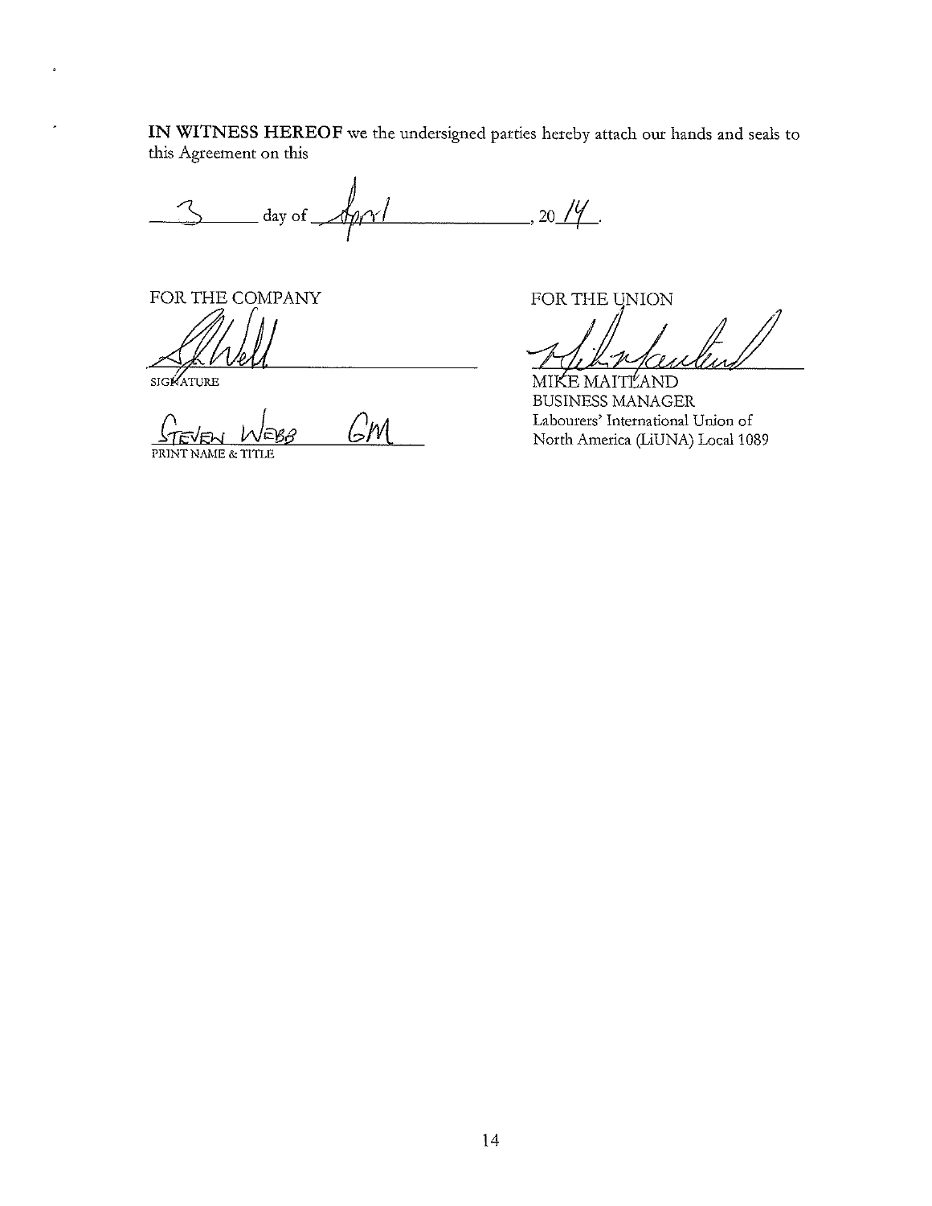**IN WITNESS HEREOF** we the undersigned parties hereby attach our hands and seals to this Agreement on this

3 day of April, 20 14.

FOR THE COMPANY

SIGNATURE

Steven Webb GM

PRINT NAME & TITLE

FOR THE UNION

MIKE MAITLAND
BUSINESS MANAGER
Labourers' International Union of North America (LiUNA) Local 1089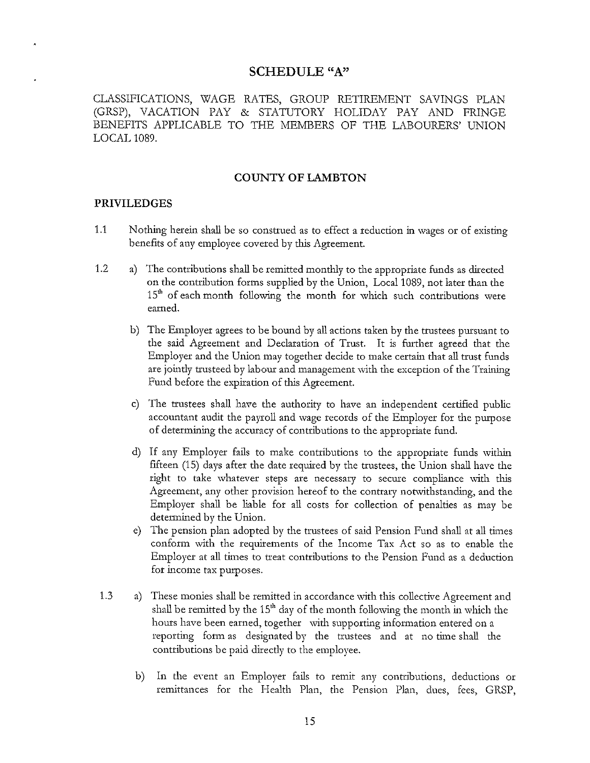## SCHEDULE "A"

CLASSIFICATIONS, WAGE RATES, GROUP RETIREMENT SAVINGS PLAN (GRSP), VACATION PAY & STATUTORY HOLIDAY PAY AND FRINGE BENEFITS APPLICABLE TO THE MEMBERS OF THE LABOURERS' UNION LOCAL 1089.

### COUNTY OF LAMBTON

### PRIVILEDGES

1.1 Nothing herein shall be so construed as to effect a reduction in wages or of existing benefits of any employee covered by this Agreement.

1.2 a) The contributions shall be remitted monthly to the appropriate funds as directed on the contribution forms supplied by the Union, Local 1089, not later than the 15th of each month following the month for which such contributions were earned.

b) The Employer agrees to be bound by all actions taken by the trustees pursuant to the said Agreement and Declaration of Trust. It is further agreed that the Employer and the Union may together decide to make certain that all trust funds are jointly trusteed by labour and management with the exception of the Training Fund before the expiration of this Agreement.

c) The trustees shall have the authority to have an independent certified public accountant audit the payroll and wage records of the Employer for the purpose of determining the accuracy of contributions to the appropriate fund.

d) If any Employer fails to make contributions to the appropriate funds within fifteen (15) days after the date required by the trustees, the Union shall have the right to take whatever steps are necessary to secure compliance with this Agreement, any other provision hereof to the contrary notwithstanding, and the Employer shall be liable for all costs for collection of penalties as may be determined by the Union.

e) The pension plan adopted by the trustees of said Pension Fund shall at all times conform with the requirements of the Income Tax Act so as to enable the Employer at all times to treat contributions to the Pension Fund as a deduction for income tax purposes.

1.3 a) These monies shall be remitted in accordance with this collective Agreement and shall be remitted by the 15th day of the month following the month in which the hours have been earned, together with supporting information entered on a reporting form as designated by the trustees and at no time shall the contributions be paid directly to the employee.

b) In the event an Employer fails to remit any contributions, deductions or remittances for the Health Plan, the Pension Plan, dues, fees, GRSP,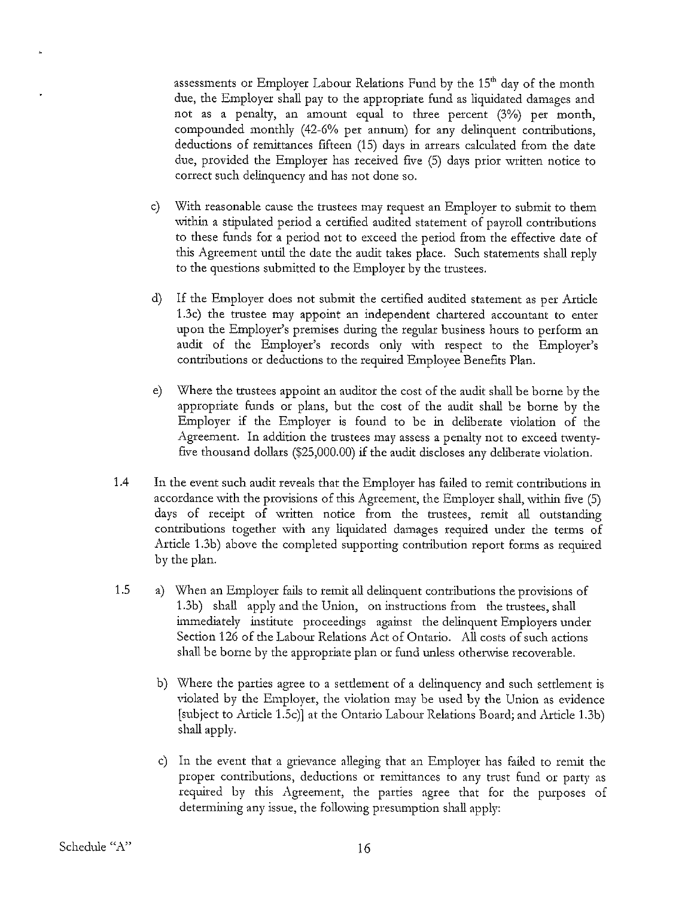assessments or Employer Labour Relations Fund by the 15th day of the month due, the Employer shall pay to the appropriate fund as liquidated damages and not as a penalty, an amount equal to three percent (3%) per month, compounded monthly (42-6% per annum) for any delinquent contributions, deductions of remittances fifteen (15) days in arrears calculated from the date due, provided the Employer has received five (5) days prior written notice to correct such delinquency and has not done so.

c) With reasonable cause the trustees may request an Employer to submit to them within a stipulated period a certified audited statement of payroll contributions to these funds for a period not to exceed the period from the effective date of this Agreement until the date the audit takes place. Such statements shall reply to the questions submitted to the Employer by the trustees.

d) If the Employer does not submit the certified audited statement as per Article 1.3c) the trustee may appoint an independent chartered accountant to enter upon the Employer's premises during the regular business hours to perform an audit of the Employer's records only with respect to the Employer's contributions or deductions to the required Employee Benefits Plan.

e) Where the trustees appoint an auditor the cost of the audit shall be borne by the appropriate funds or plans, but the cost of the audit shall be borne by the Employer if the Employer is found to be in deliberate violation of the Agreement. In addition the trustees may assess a penalty not to exceed twenty-five thousand dollars ($25,000.00) if the audit discloses any deliberate violation.

1.4 In the event such audit reveals that the Employer has failed to remit contributions in accordance with the provisions of this Agreement, the Employer shall, within five (5) days of receipt of written notice from the trustees, remit all outstanding contributions together with any liquidated damages required under the terms of Article 1.3b) above the completed supporting contribution report forms as required by the plan.

1.5 a) When an Employer fails to remit all delinquent contributions the provisions of 1.3b) shall apply and the Union, on instructions from the trustees, shall immediately institute proceedings against the delinquent Employers under Section 126 of the Labour Relations Act of Ontario. All costs of such actions shall be borne by the appropriate plan or fund unless otherwise recoverable.

b) Where the parties agree to a settlement of a delinquency and such settlement is violated by the Employer, the violation may be used by the Union as evidence [subject to Article 1.5c)] at the Ontario Labour Relations Board; and Article 1.3b) shall apply.

c) In the event that a grievance alleging that an Employer has failed to remit the proper contributions, deductions or remittances to any trust fund or party as required by this Agreement, the parties agree that for the purposes of determining any issue, the following presumption shall apply: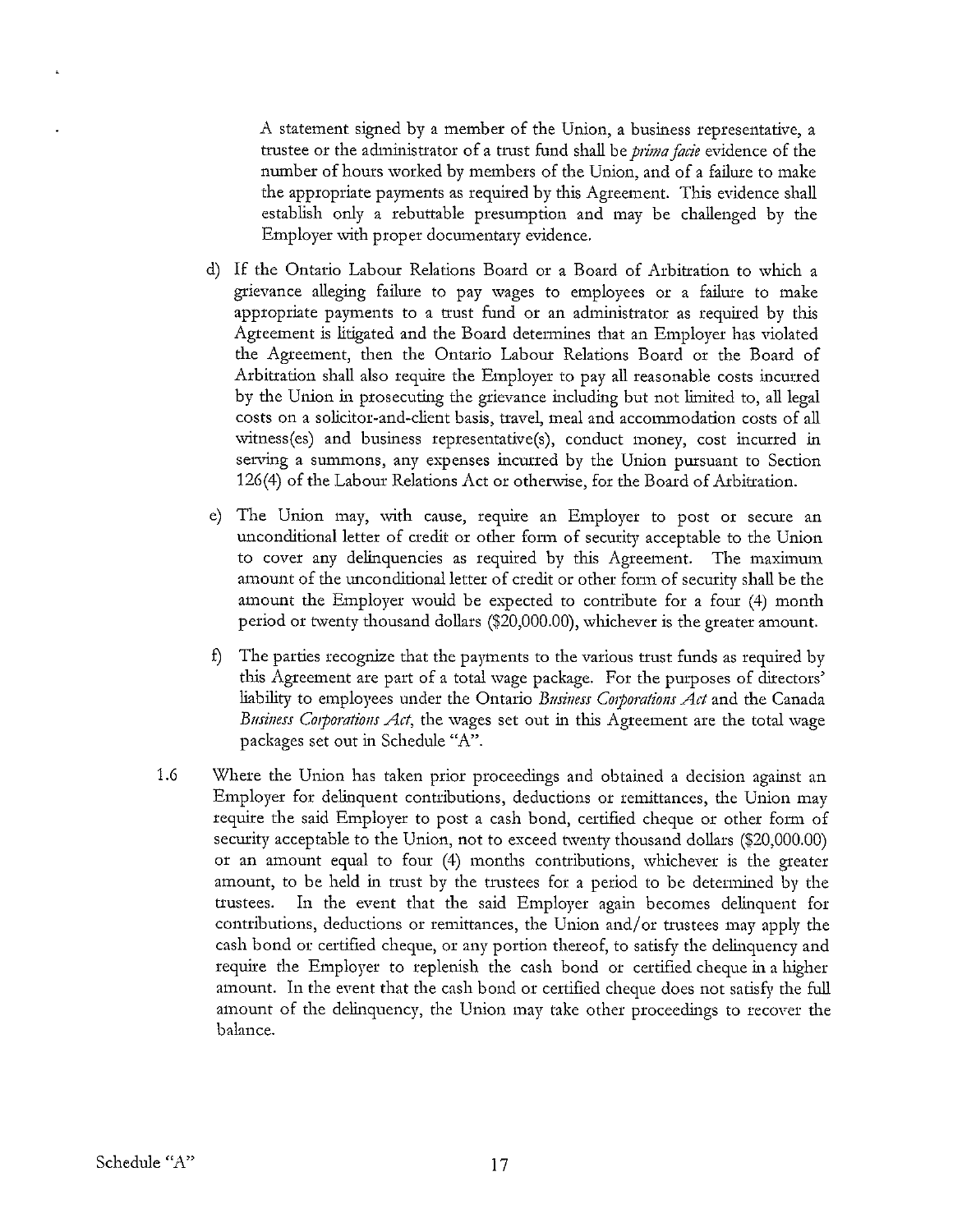A statement signed by a member of the Union, a business representative, a trustee or the administrator of a trust fund shall be *prima facie* evidence of the number of hours worked by members of the Union, and of a failure to make the appropriate payments as required by this Agreement. This evidence shall establish only a rebuttable presumption and may be challenged by the Employer with proper documentary evidence.

d) If the Ontario Labour Relations Board or a Board of Arbitration to which a grievance alleging failure to pay wages to employees or a failure to make appropriate payments to a trust fund or an administrator as required by this Agreement is litigated and the Board determines that an Employer has violated the Agreement, then the Ontario Labour Relations Board or the Board of Arbitration shall also require the Employer to pay all reasonable costs incurred by the Union in prosecuting the grievance including but not limited to, all legal costs on a solicitor-and-client basis, travel, meal and accommodation costs of all witness(es) and business representative(s), conduct money, cost incurred in serving a summons, any expenses incurred by the Union pursuant to Section 126(4) of the Labour Relations Act or otherwise, for the Board of Arbitration.

e) The Union may, with cause, require an Employer to post or secure an unconditional letter of credit or other form of security acceptable to the Union to cover any delinquencies as required by this Agreement. The maximum amount of the unconditional letter of credit or other form of security shall be the amount the Employer would be expected to contribute for a four (4) month period or twenty thousand dollars ($20,000.00), whichever is the greater amount.

f) The parties recognize that the payments to the various trust funds as required by this Agreement are part of a total wage package. For the purposes of directors' liability to employees under the Ontario *Business Corporations Act* and the Canada *Business Corporations Act*, the wages set out in this Agreement are the total wage packages set out in Schedule "A".

1.6 Where the Union has taken prior proceedings and obtained a decision against an Employer for delinquent contributions, deductions or remittances, the Union may require the said Employer to post a cash bond, certified cheque or other form of security acceptable to the Union, not to exceed twenty thousand dollars ($20,000.00) or an amount equal to four (4) months contributions, whichever is the greater amount, to be held in trust by the trustees for a period to be determined by the trustees. In the event that the said Employer again becomes delinquent for contributions, deductions or remittances, the Union and/or trustees may apply the cash bond or certified cheque, or any portion thereof, to satisfy the delinquency and require the Employer to replenish the cash bond or certified cheque in a higher amount. In the event that the cash bond or certified cheque does not satisfy the full amount of the delinquency, the Union may take other proceedings to recover the balance.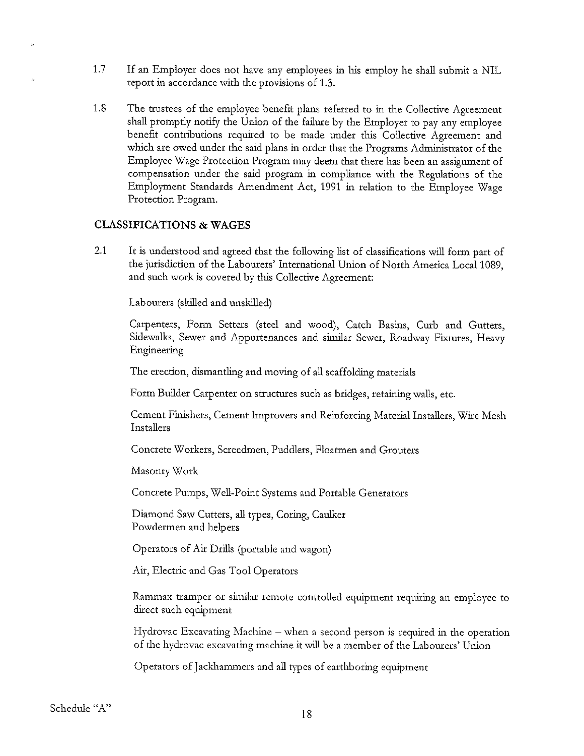1.7 If an Employer does not have any employees in his employ he shall submit a NIL report in accordance with the provisions of 1.3.

1.8 The trustees of the employee benefit plans referred to in the Collective Agreement shall promptly notify the Union of the failure by the Employer to pay any employee benefit contributions required to be made under this Collective Agreement and which are owed under the said plans in order that the Programs Administrator of the Employee Wage Protection Program may deem that there has been an assignment of compensation under the said program in compliance with the Regulations of the Employment Standards Amendment Act, 1991 in relation to the Employee Wage Protection Program.

## CLASSIFICATIONS & WAGES

2.1 It is understood and agreed that the following list of classifications will form part of the jurisdiction of the Labourers' International Union of North America Local 1089, and such work is covered by this Collective Agreement:

Labourers (skilled and unskilled)

Carpenters, Form Setters (steel and wood), Catch Basins, Curb and Gutters, Sidewalks, Sewer and Appurtenances and similar Sewer, Roadway Fixtures, Heavy Engineering

The erection, dismantling and moving of all scaffolding materials

Form Builder Carpenter on structures such as bridges, retaining walls, etc.

Cement Finishers, Cement Improvers and Reinforcing Material Installers, Wire Mesh Installers

Concrete Workers, Screedmen, Puddlers, Floatmen and Grouters

Masonry Work

Concrete Pumps, Well-Point Systems and Portable Generators

Diamond Saw Cutters, all types, Coring, Caulker
Powdermen and helpers

Operators of Air Drills (portable and wagon)

Air, Electric and Gas Tool Operators

Rammax tramper or similar remote controlled equipment requiring an employee to direct such equipment

Hydrovac Excavating Machine – when a second person is required in the operation of the hydrovac excavating machine it will be a member of the Labourers' Union

Operators of Jackhammers and all types of earthboring equipment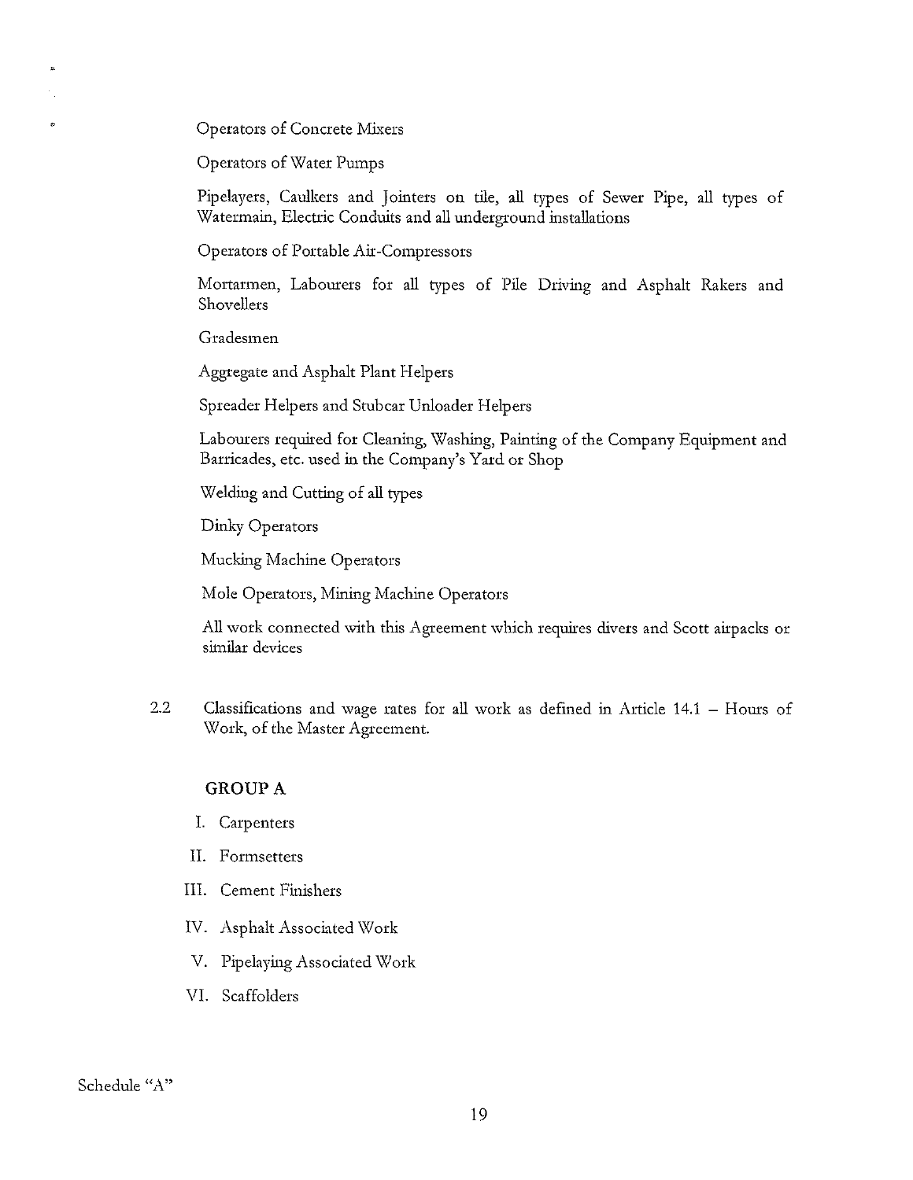Operators of Concrete Mixers

Operators of Water Pumps

Pipelayers, Caulkers and Jointers on tile, all types of Sewer Pipe, all types of Watermain, Electric Conduits and all underground installations

Operators of Portable Air-Compressors

Mortarmen, Labourers for all types of Pile Driving and Asphalt Rakers and Shovellers

Gradesmen

Aggregate and Asphalt Plant Helpers

Spreader Helpers and Stubcar Unloader Helpers

Labourers required for Cleaning, Washing, Painting of the Company Equipment and Barricades, etc. used in the Company's Yard or Shop

Welding and Cutting of all types

Dinky Operators

Mucking Machine Operators

Mole Operators, Mining Machine Operators

All work connected with this Agreement which requires divers and Scott airpacks or similar devices

2.2 Classifications and wage rates for all work as defined in Article 14.1 – Hours of Work, of the Master Agreement.

**GROUP A**

I. Carpenters

II. Formsetters

III. Cement Finishers

IV. Asphalt Associated Work

V. Pipelaying Associated Work

VI. Scaffolders

Schedule "A"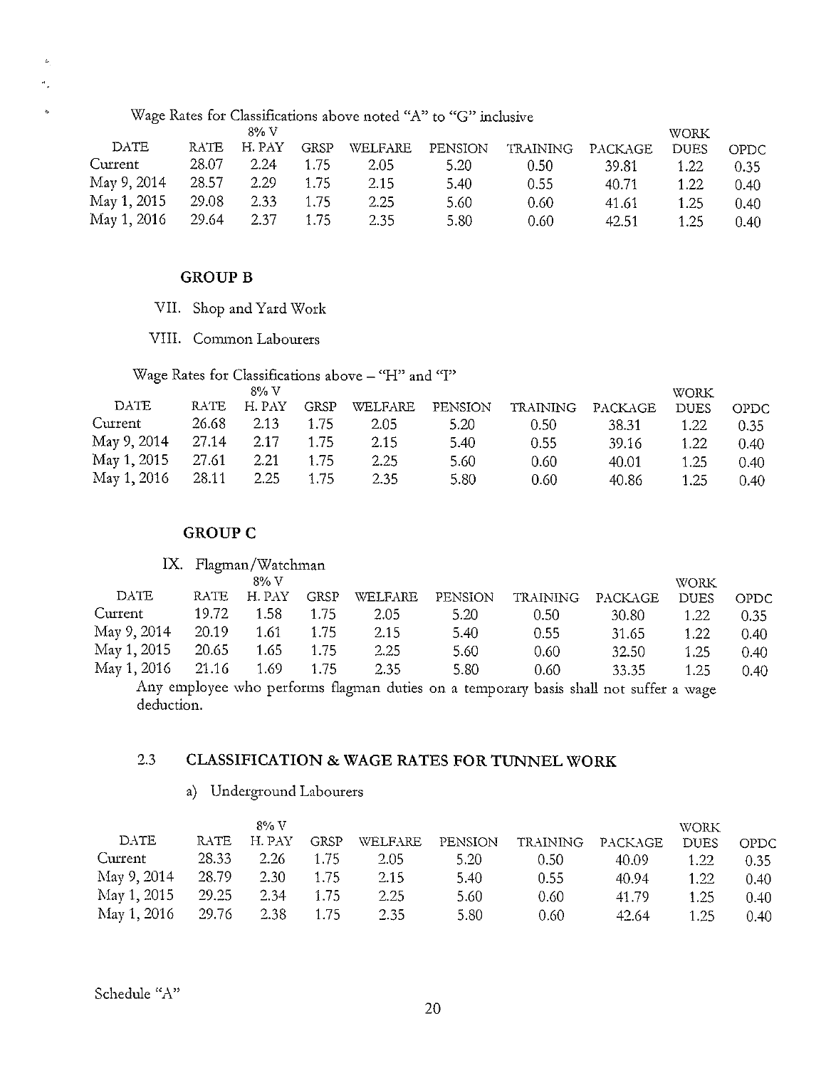Wage Rates for Classifications above noted "A" to "G" inclusive

| DATE | RATE | 8% V H. PAY | GRSP | WELFARE | PENSION | TRAINING | PACKAGE | WORK DUES | OPDC |
|---|---|---|---|---|---|---|---|---|---|
| Current | 28.07 | 2.24 | 1.75 | 2.05 | 5.20 | 0.50 | 39.81 | 1.22 | 0.35 |
| May 9, 2014 | 28.57 | 2.29 | 1.75 | 2.15 | 5.40 | 0.55 | 40.71 | 1.22 | 0.40 |
| May 1, 2015 | 29.08 | 2.33 | 1.75 | 2.25 | 5.60 | 0.60 | 41.61 | 1.25 | 0.40 |
| May 1, 2016 | 29.64 | 2.37 | 1.75 | 2.35 | 5.80 | 0.60 | 42.51 | 1.25 | 0.40 |

### GROUP B

VII. Shop and Yard Work

VIII. Common Labourers

Wage Rates for Classifications above – "H" and "I"

| DATE | RATE | 8% V H. PAY | GRSP | WELFARE | PENSION | TRAINING | PACKAGE | WORK DUES | OPDC |
|---|---|---|---|---|---|---|---|---|---|
| Current | 26.68 | 2.13 | 1.75 | 2.05 | 5.20 | 0.50 | 38.31 | 1.22 | 0.35 |
| May 9, 2014 | 27.14 | 2.17 | 1.75 | 2.15 | 5.40 | 0.55 | 39.16 | 1.22 | 0.40 |
| May 1, 2015 | 27.61 | 2.21 | 1.75 | 2.25 | 5.60 | 0.60 | 40.01 | 1.25 | 0.40 |
| May 1, 2016 | 28.11 | 2.25 | 1.75 | 2.35 | 5.80 | 0.60 | 40.86 | 1.25 | 0.40 |

### GROUP C

IX. Flagman/Watchman

| DATE | RATE | 8% V H. PAY | GRSP | WELFARE | PENSION | TRAINING | PACKAGE | WORK DUES | OPDC |
|---|---|---|---|---|---|---|---|---|---|
| Current | 19.72 | 1.58 | 1.75 | 2.05 | 5.20 | 0.50 | 30.80 | 1.22 | 0.35 |
| May 9, 2014 | 20.19 | 1.61 | 1.75 | 2.15 | 5.40 | 0.55 | 31.65 | 1.22 | 0.40 |
| May 1, 2015 | 20.65 | 1.65 | 1.75 | 2.25 | 5.60 | 0.60 | 32.50 | 1.25 | 0.40 |
| May 1, 2016 | 21.16 | 1.69 | 1.75 | 2.35 | 5.80 | 0.60 | 33.35 | 1.25 | 0.40 |

Any employee who performs flagman duties on a temporary basis shall not suffer a wage deduction.

### 2.3 CLASSIFICATION & WAGE RATES FOR TUNNEL WORK

a) Underground Labourers

| DATE | RATE | 8% V H. PAY | GRSP | WELFARE | PENSION | TRAINING | PACKAGE | WORK DUES | OPDC |
|---|---|---|---|---|---|---|---|---|---|
| Current | 28.33 | 2.26 | 1.75 | 2.05 | 5.20 | 0.50 | 40.09 | 1.22 | 0.35 |
| May 9, 2014 | 28.79 | 2.30 | 1.75 | 2.15 | 5.40 | 0.55 | 40.94 | 1.22 | 0.40 |
| May 1, 2015 | 29.25 | 2.34 | 1.75 | 2.25 | 5.60 | 0.60 | 41.79 | 1.25 | 0.40 |
| May 1, 2016 | 29.76 | 2.38 | 1.75 | 2.35 | 5.80 | 0.60 | 42.64 | 1.25 | 0.40 |

Schedule "A"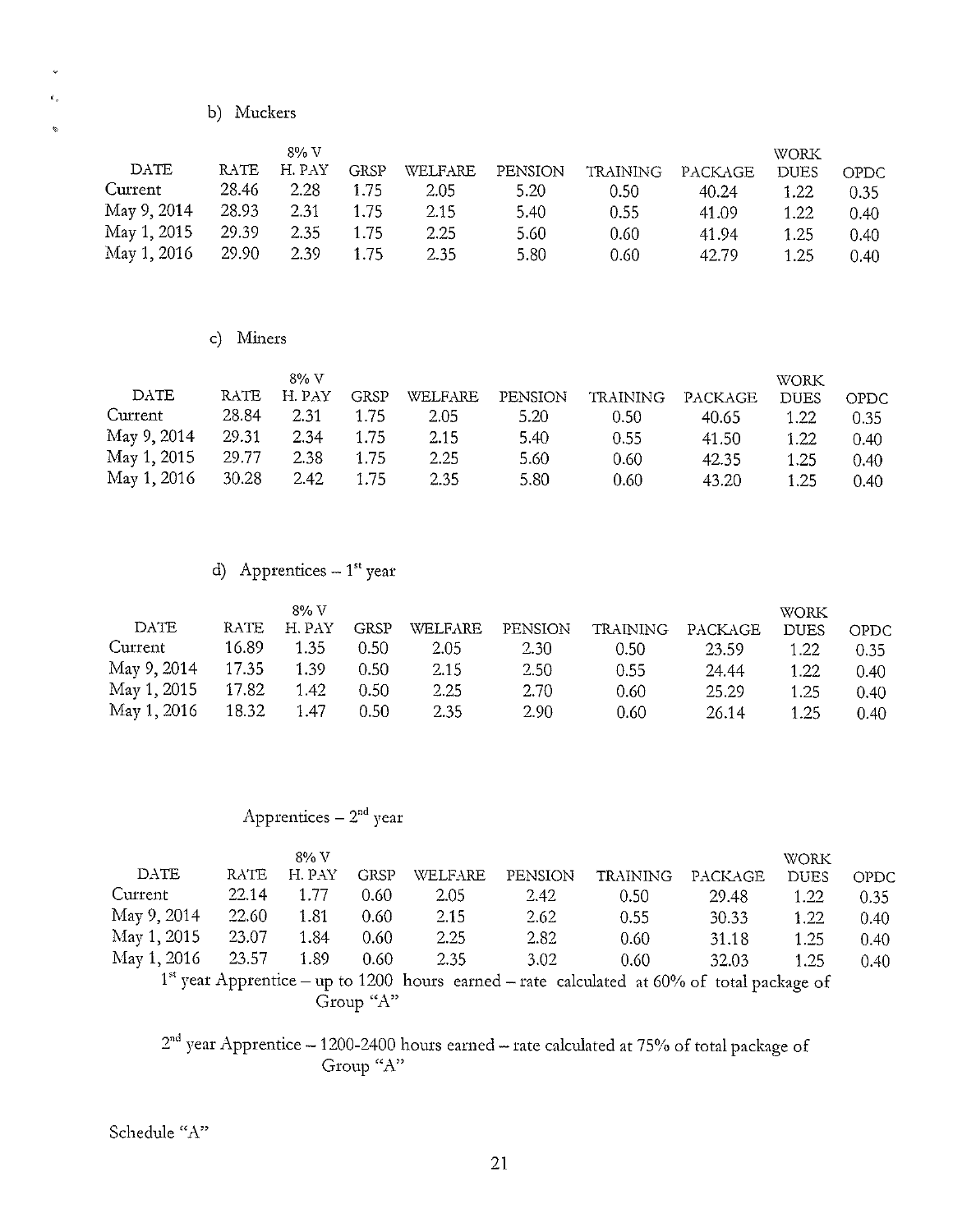b) Muckers

| DATE | RATE | 8% V H. PAY | GRSP | WELFARE | PENSION | TRAINING | PACKAGE | WORK DUES | OPDC |
|---|---|---|---|---|---|---|---|---|---|
| Current | 28.46 | 2.28 | 1.75 | 2.05 | 5.20 | 0.50 | 40.24 | 1.22 | 0.35 |
| May 9, 2014 | 28.93 | 2.31 | 1.75 | 2.15 | 5.40 | 0.55 | 41.09 | 1.22 | 0.40 |
| May 1, 2015 | 29.39 | 2.35 | 1.75 | 2.25 | 5.60 | 0.60 | 41.94 | 1.25 | 0.40 |
| May 1, 2016 | 29.90 | 2.39 | 1.75 | 2.35 | 5.80 | 0.60 | 42.79 | 1.25 | 0.40 |

c) Miners

| DATE | RATE | 8% V H. PAY | GRSP | WELFARE | PENSION | TRAINING | PACKAGE | WORK DUES | OPDC |
|---|---|---|---|---|---|---|---|---|---|
| Current | 28.84 | 2.31 | 1.75 | 2.05 | 5.20 | 0.50 | 40.65 | 1.22 | 0.35 |
| May 9, 2014 | 29.31 | 2.34 | 1.75 | 2.15 | 5.40 | 0.55 | 41.50 | 1.22 | 0.40 |
| May 1, 2015 | 29.77 | 2.38 | 1.75 | 2.25 | 5.60 | 0.60 | 42.35 | 1.25 | 0.40 |
| May 1, 2016 | 30.28 | 2.42 | 1.75 | 2.35 | 5.80 | 0.60 | 43.20 | 1.25 | 0.40 |

d) Apprentices – 1st year

| DATE | RATE | 8% V H. PAY | GRSP | WELFARE | PENSION | TRAINING | PACKAGE | WORK DUES | OPDC |
|---|---|---|---|---|---|---|---|---|---|
| Current | 16.89 | 1.35 | 0.50 | 2.05 | 2.30 | 0.50 | 23.59 | 1.22 | 0.35 |
| May 9, 2014 | 17.35 | 1.39 | 0.50 | 2.15 | 2.50 | 0.55 | 24.44 | 1.22 | 0.40 |
| May 1, 2015 | 17.82 | 1.42 | 0.50 | 2.25 | 2.70 | 0.60 | 25.29 | 1.25 | 0.40 |
| May 1, 2016 | 18.32 | 1.47 | 0.50 | 2.35 | 2.90 | 0.60 | 26.14 | 1.25 | 0.40 |

Apprentices – 2nd year

| DATE | RATE | 8% V H. PAY | GRSP | WELFARE | PENSION | TRAINING | PACKAGE | WORK DUES | OPDC |
|---|---|---|---|---|---|---|---|---|---|
| Current | 22.14 | 1.77 | 0.60 | 2.05 | 2.42 | 0.50 | 29.48 | 1.22 | 0.35 |
| May 9, 2014 | 22.60 | 1.81 | 0.60 | 2.15 | 2.62 | 0.55 | 30.33 | 1.22 | 0.40 |
| May 1, 2015 | 23.07 | 1.84 | 0.60 | 2.25 | 2.82 | 0.60 | 31.18 | 1.25 | 0.40 |
| May 1, 2016 | 23.57 | 1.89 | 0.60 | 2.35 | 3.02 | 0.60 | 32.03 | 1.25 | 0.40 |

1st year Apprentice – up to 1200 hours earned – rate calculated at 60% of total package of Group "A"

2nd year Apprentice – 1200-2400 hours earned – rate calculated at 75% of total package of Group "A"

Schedule "A"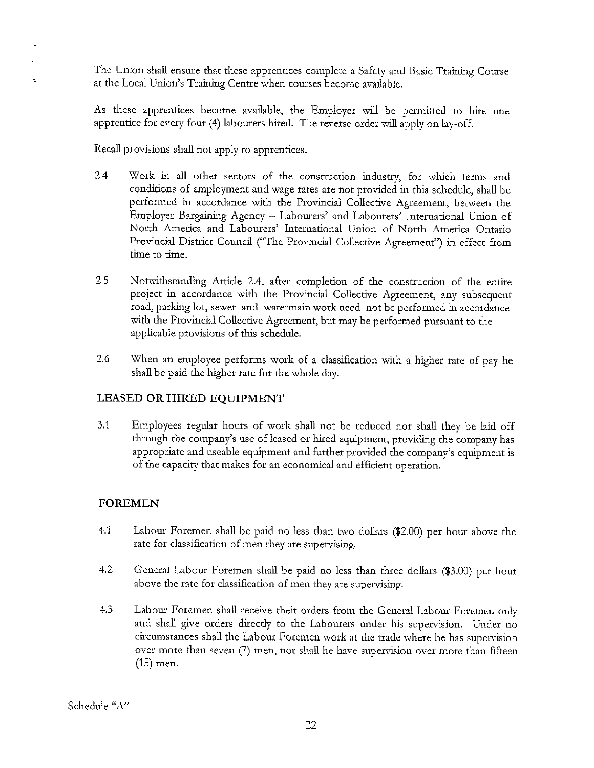The Union shall ensure that these apprentices complete a Safety and Basic Training Course at the Local Union's Training Centre when courses become available.

As these apprentices become available, the Employer will be permitted to hire one apprentice for every four (4) labourers hired. The reverse order will apply on lay-off.

Recall provisions shall not apply to apprentices.

2.4 Work in all other sectors of the construction industry, for which terms and conditions of employment and wage rates are not provided in this schedule, shall be performed in accordance with the Provincial Collective Agreement, between the Employer Bargaining Agency – Labourers' and Labourers' International Union of North America and Labourers' International Union of North America Ontario Provincial District Council ("The Provincial Collective Agreement") in effect from time to time.

2.5 Notwithstanding Article 2.4, after completion of the construction of the entire project in accordance with the Provincial Collective Agreement, any subsequent road, parking lot, sewer and watermain work need not be performed in accordance with the Provincial Collective Agreement, but may be performed pursuant to the applicable provisions of this schedule.

2.6 When an employee performs work of a classification with a higher rate of pay he shall be paid the higher rate for the whole day.

## LEASED OR HIRED EQUIPMENT

3.1 Employees regular hours of work shall not be reduced nor shall they be laid off through the company's use of leased or hired equipment, providing the company has appropriate and useable equipment and further provided the company's equipment is of the capacity that makes for an economical and efficient operation.

## FOREMEN

4.1 Labour Foremen shall be paid no less than two dollars ($2.00) per hour above the rate for classification of men they are supervising.

4.2 General Labour Foremen shall be paid no less than three dollars ($3.00) per hour above the rate for classification of men they are supervising.

4.3 Labour Foremen shall receive their orders from the General Labour Foremen only and shall give orders directly to the Labourers under his supervision. Under no circumstances shall the Labour Foremen work at the trade where he has supervision over more than seven (7) men, nor shall he have supervision over more than fifteen (15) men.

Schedule "A"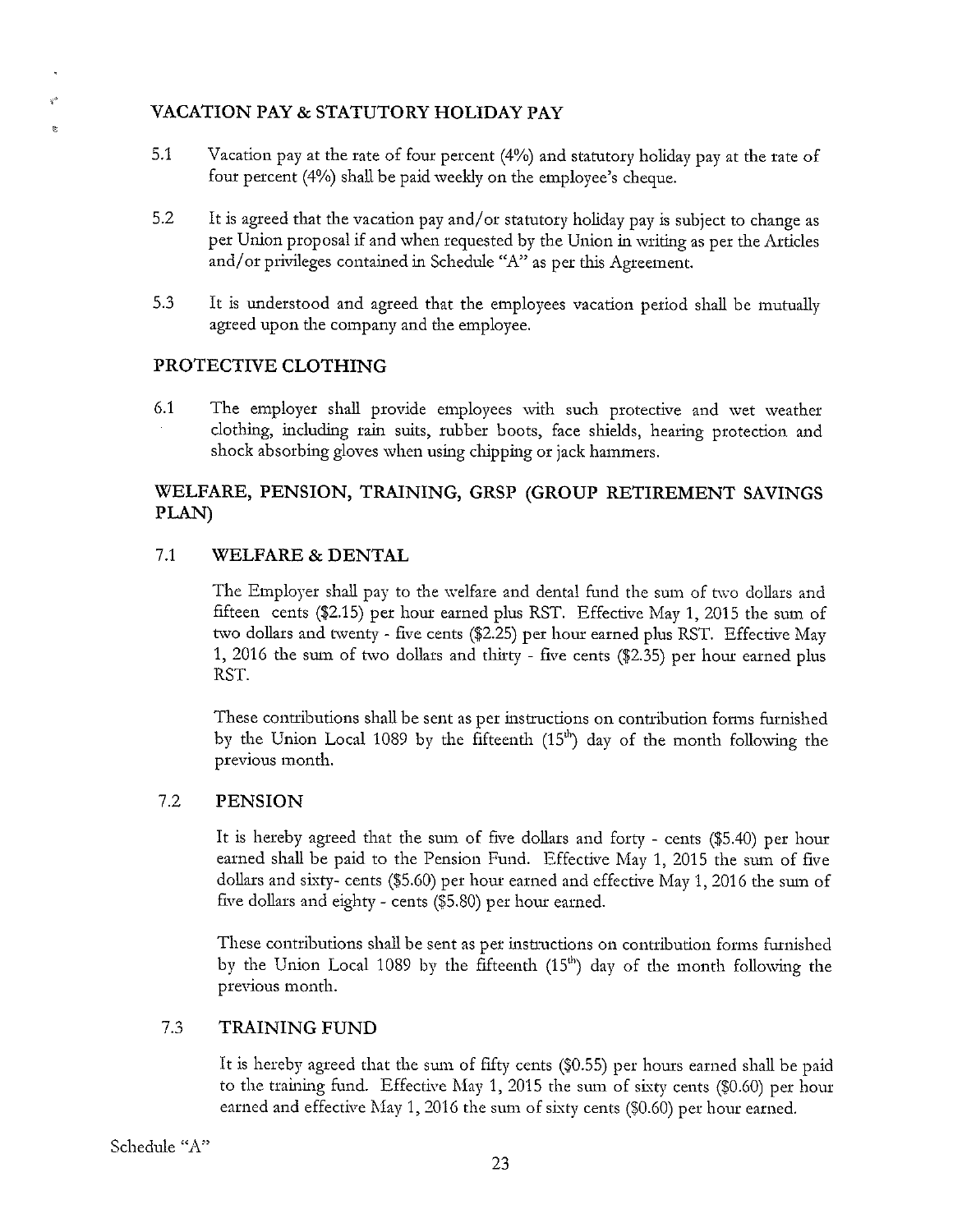## VACATION PAY & STATUTORY HOLIDAY PAY

5.1 Vacation pay at the rate of four percent (4%) and statutory holiday pay at the rate of four percent (4%) shall be paid weekly on the employee's cheque.

5.2 It is agreed that the vacation pay and/or statutory holiday pay is subject to change as per Union proposal if and when requested by the Union in writing as per the Articles and/or privileges contained in Schedule "A" as per this Agreement.

5.3 It is understood and agreed that the employees vacation period shall be mutually agreed upon the company and the employee.

## PROTECTIVE CLOTHING

6.1 The employer shall provide employees with such protective and wet weather clothing, including rain suits, rubber boots, face shields, hearing protection and shock absorbing gloves when using chipping or jack hammers.

## WELFARE, PENSION, TRAINING, GRSP (GROUP RETIREMENT SAVINGS PLAN)

### 7.1 WELFARE & DENTAL

The Employer shall pay to the welfare and dental fund the sum of two dollars and fifteen cents ($2.15) per hour earned plus RST. Effective May 1, 2015 the sum of two dollars and twenty - five cents ($2.25) per hour earned plus RST. Effective May 1, 2016 the sum of two dollars and thirty - five cents ($2.35) per hour earned plus RST.

These contributions shall be sent as per instructions on contribution forms furnished by the Union Local 1089 by the fifteenth (15th) day of the month following the previous month.

### 7.2 PENSION

It is hereby agreed that the sum of five dollars and forty - cents ($5.40) per hour earned shall be paid to the Pension Fund. Effective May 1, 2015 the sum of five dollars and sixty- cents ($5.60) per hour earned and effective May 1, 2016 the sum of five dollars and eighty - cents ($5.80) per hour earned.

These contributions shall be sent as per instructions on contribution forms furnished by the Union Local 1089 by the fifteenth (15th) day of the month following the previous month.

### 7.3 TRAINING FUND

It is hereby agreed that the sum of fifty cents ($0.55) per hours earned shall be paid to the training fund. Effective May 1, 2015 the sum of sixty cents ($0.60) per hour earned and effective May 1, 2016 the sum of sixty cents ($0.60) per hour earned.

Schedule "A"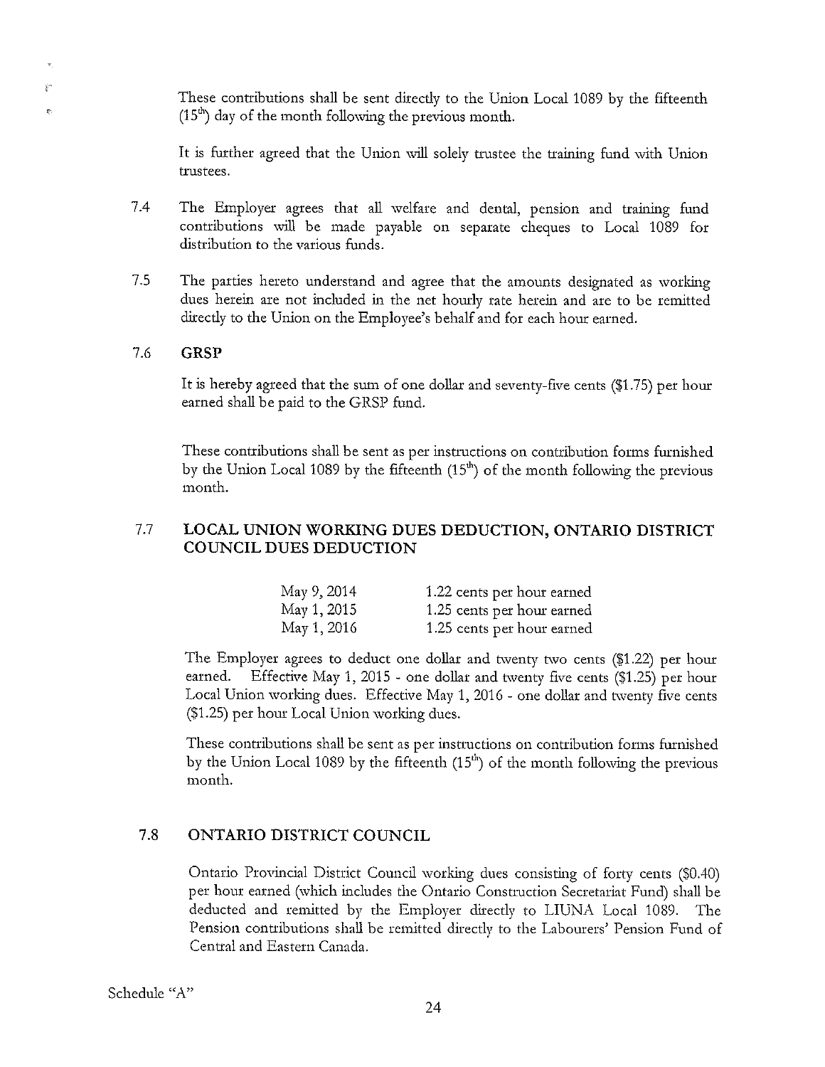These contributions shall be sent directly to the Union Local 1089 by the fifteenth (15th) day of the month following the previous month.

It is further agreed that the Union will solely trustee the training fund with Union trustees.

7.4 The Employer agrees that all welfare and dental, pension and training fund contributions will be made payable on separate cheques to Local 1089 for distribution to the various funds.

7.5 The parties hereto understand and agree that the amounts designated as working dues herein are not included in the net hourly rate herein and are to be remitted directly to the Union on the Employee's behalf and for each hour earned.

### 7.6 GRSP

It is hereby agreed that the sum of one dollar and seventy-five cents ($1.75) per hour earned shall be paid to the GRSP fund.

These contributions shall be sent as per instructions on contribution forms furnished by the Union Local 1089 by the fifteenth (15th) of the month following the previous month.

### 7.7 LOCAL UNION WORKING DUES DEDUCTION, ONTARIO DISTRICT COUNCIL DUES DEDUCTION

| | |
|---|---|
| May 9, 2014 | 1.22 cents per hour earned |
| May 1, 2015 | 1.25 cents per hour earned |
| May 1, 2016 | 1.25 cents per hour earned |

The Employer agrees to deduct one dollar and twenty two cents ($1.22) per hour earned. Effective May 1, 2015 - one dollar and twenty five cents ($1.25) per hour Local Union working dues. Effective May 1, 2016 - one dollar and twenty five cents ($1.25) per hour Local Union working dues.

These contributions shall be sent as per instructions on contribution forms furnished by the Union Local 1089 by the fifteenth (15th) of the month following the previous month.

### 7.8 ONTARIO DISTRICT COUNCIL

Ontario Provincial District Council working dues consisting of forty cents ($0.40) per hour earned (which includes the Ontario Construction Secretariat Fund) shall be deducted and remitted by the Employer directly to LIUNA Local 1089. The Pension contributions shall be remitted directly to the Labourers' Pension Fund of Central and Eastern Canada.

Schedule "A"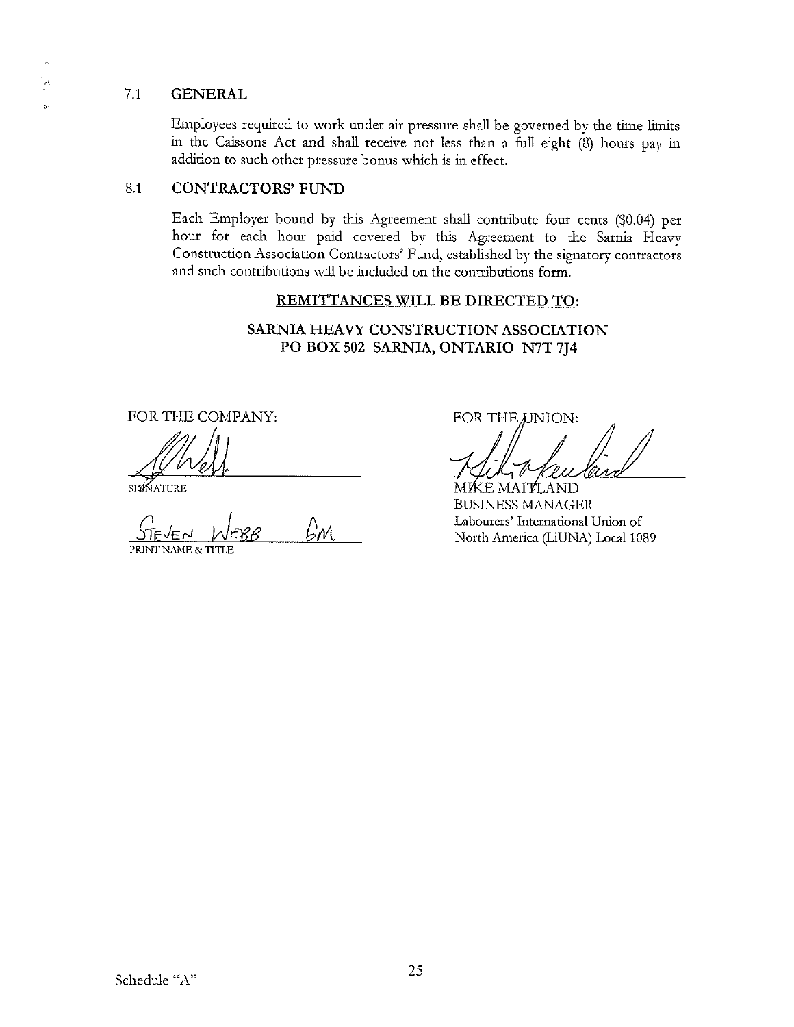### 7.1 GENERAL

Employees required to work under air pressure shall be governed by the time limits in the Caissons Act and shall receive not less than a full eight (8) hours pay in addition to such other pressure bonus which is in effect.

### 8.1 CONTRACTORS' FUND

Each Employer bound by this Agreement shall contribute four cents ($0.04) per hour for each hour paid covered by this Agreement to the Sarnia Heavy Construction Association Contractors' Fund, established by the signatory contractors and such contributions will be included on the contributions form.

**REMITTANCES WILL BE DIRECTED TO:**

**SARNIA HEAVY CONSTRUCTION ASSOCIATION**
**PO BOX 502 SARNIA, ONTARIO N7T 7J4**

FOR THE COMPANY:

SIGNATURE

STEVEN WEBB GM
PRINT NAME & TITLE

FOR THE UNION:

MIKE MAITLAND
BUSINESS MANAGER
Labourers' International Union of North America (LiUNA) Local 1089

Schedule "A"